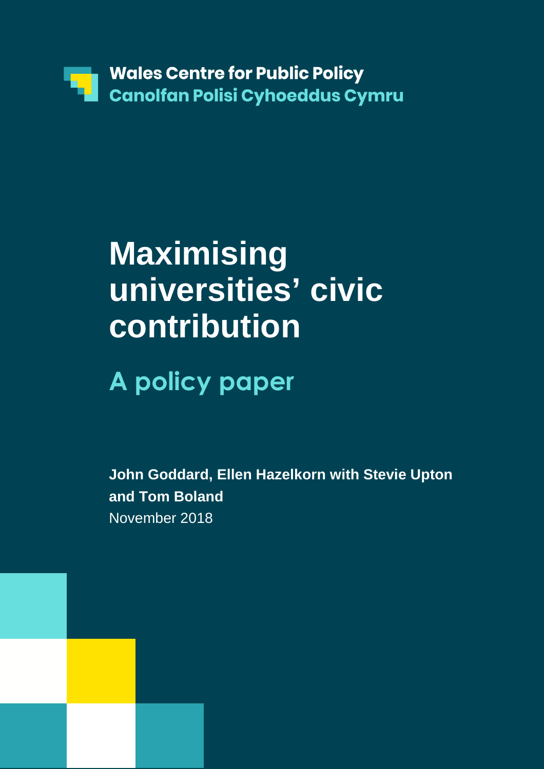Wales Centre for Public Policy
Canolfan Polisi Cyhoeddus Cymru

# Maximising universities' civic contribution

## A policy paper

**John Goddard, Ellen Hazelkorn with Stevie Upton and Tom Boland**

November 2018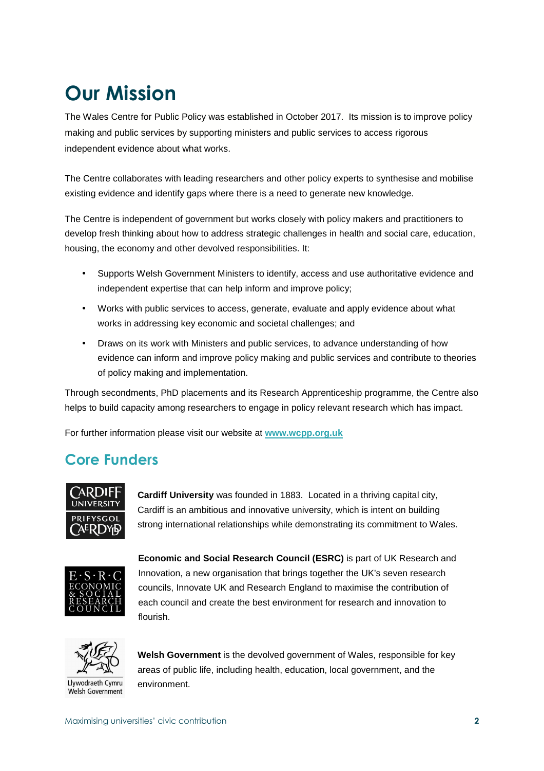# Our Mission

The Wales Centre for Public Policy was established in October 2017. Its mission is to improve policy making and public services by supporting ministers and public services to access rigorous independent evidence about what works.

The Centre collaborates with leading researchers and other policy experts to synthesise and mobilise existing evidence and identify gaps where there is a need to generate new knowledge.

The Centre is independent of government but works closely with policy makers and practitioners to develop fresh thinking about how to address strategic challenges in health and social care, education, housing, the economy and other devolved responsibilities. It:

- Supports Welsh Government Ministers to identify, access and use authoritative evidence and independent expertise that can help inform and improve policy;
- Works with public services to access, generate, evaluate and apply evidence about what works in addressing key economic and societal challenges; and
- Draws on its work with Ministers and public services, to advance understanding of how evidence can inform and improve policy making and public services and contribute to theories of policy making and implementation.

Through secondments, PhD placements and its Research Apprenticeship programme, the Centre also helps to build capacity among researchers to engage in policy relevant research which has impact.

For further information please visit our website at **www.wcpp.org.uk**

## Core Funders

**Cardiff University** was founded in 1883. Located in a thriving capital city, Cardiff is an ambitious and innovative university, which is intent on building strong international relationships while demonstrating its commitment to Wales.

**Economic and Social Research Council (ESRC)** is part of UK Research and Innovation, a new organisation that brings together the UK's seven research councils, Innovate UK and Research England to maximise the contribution of each council and create the best environment for research and innovation to flourish.

**Welsh Government** is the devolved government of Wales, responsible for key areas of public life, including health, education, local government, and the environment.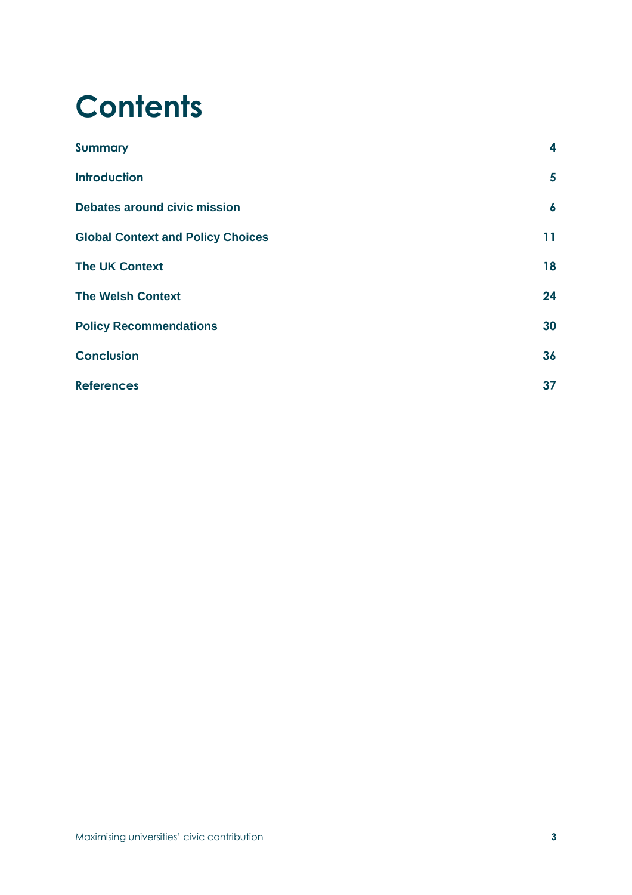# Contents

| | |
|---|---|
| **Summary** | **4** |
| **Introduction** | **5** |
| **Debates around civic mission** | **6** |
| **Global Context and Policy Choices** | **11** |
| **The UK Context** | **18** |
| **The Welsh Context** | **24** |
| **Policy Recommendations** | **30** |
| **Conclusion** | **36** |
| **References** | **37** |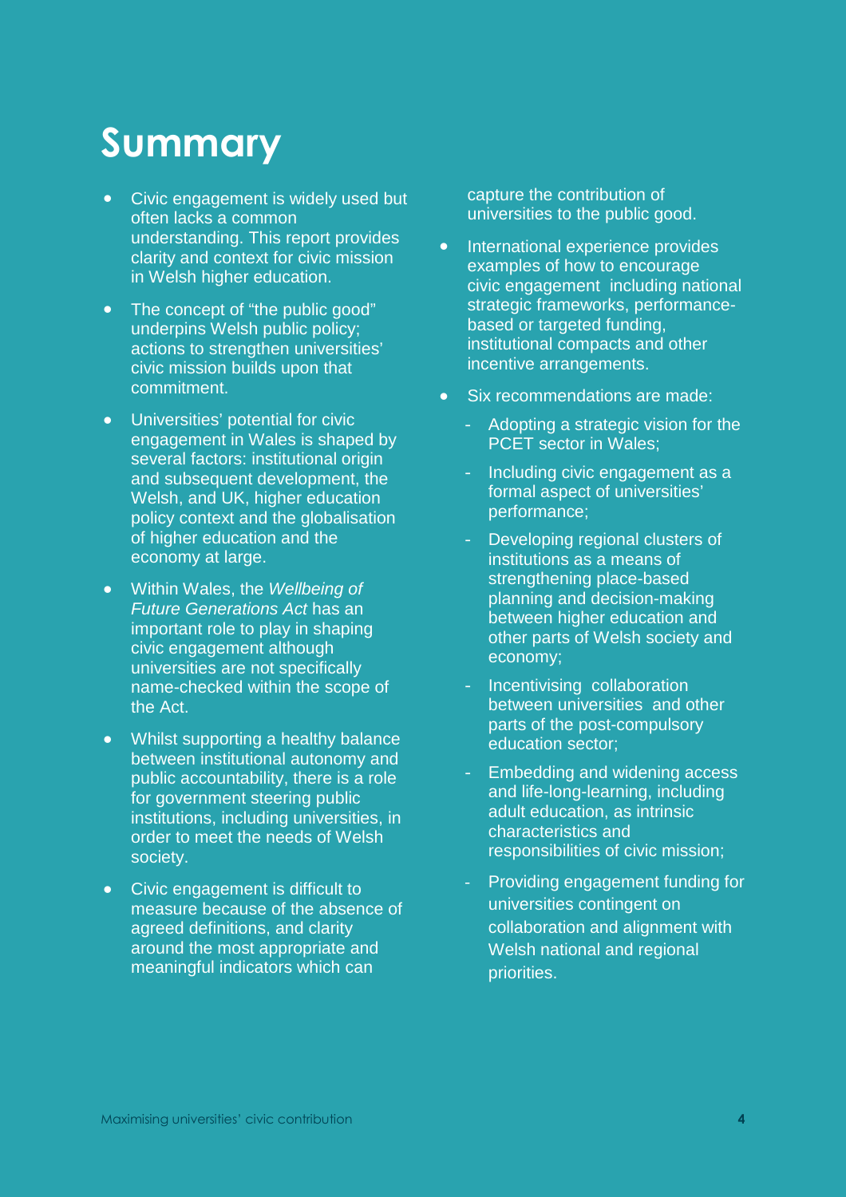# Summary

- Civic engagement is widely used but often lacks a common understanding. This report provides clarity and context for civic mission in Welsh higher education.
- The concept of "the public good" underpins Welsh public policy; actions to strengthen universities' civic mission builds upon that commitment.
- Universities' potential for civic engagement in Wales is shaped by several factors: institutional origin and subsequent development, the Welsh, and UK, higher education policy context and the globalisation of higher education and the economy at large.
- Within Wales, the *Wellbeing of Future Generations Act* has an important role to play in shaping civic engagement although universities are not specifically name-checked within the scope of the Act.
- Whilst supporting a healthy balance between institutional autonomy and public accountability, there is a role for government steering public institutions, including universities, in order to meet the needs of Welsh society.
- Civic engagement is difficult to measure because of the absence of agreed definitions, and clarity around the most appropriate and meaningful indicators which can capture the contribution of universities to the public good.
- International experience provides examples of how to encourage civic engagement including national strategic frameworks, performance-based or targeted funding, institutional compacts and other incentive arrangements.
- Six recommendations are made:
  - Adopting a strategic vision for the PCET sector in Wales;
  - Including civic engagement as a formal aspect of universities' performance;
  - Developing regional clusters of institutions as a means of strengthening place-based planning and decision-making between higher education and other parts of Welsh society and economy;
  - Incentivising collaboration between universities and other parts of the post-compulsory education sector;
  - Embedding and widening access and life-long-learning, including adult education, as intrinsic characteristics and responsibilities of civic mission;
  - Providing engagement funding for universities contingent on collaboration and alignment with Welsh national and regional priorities.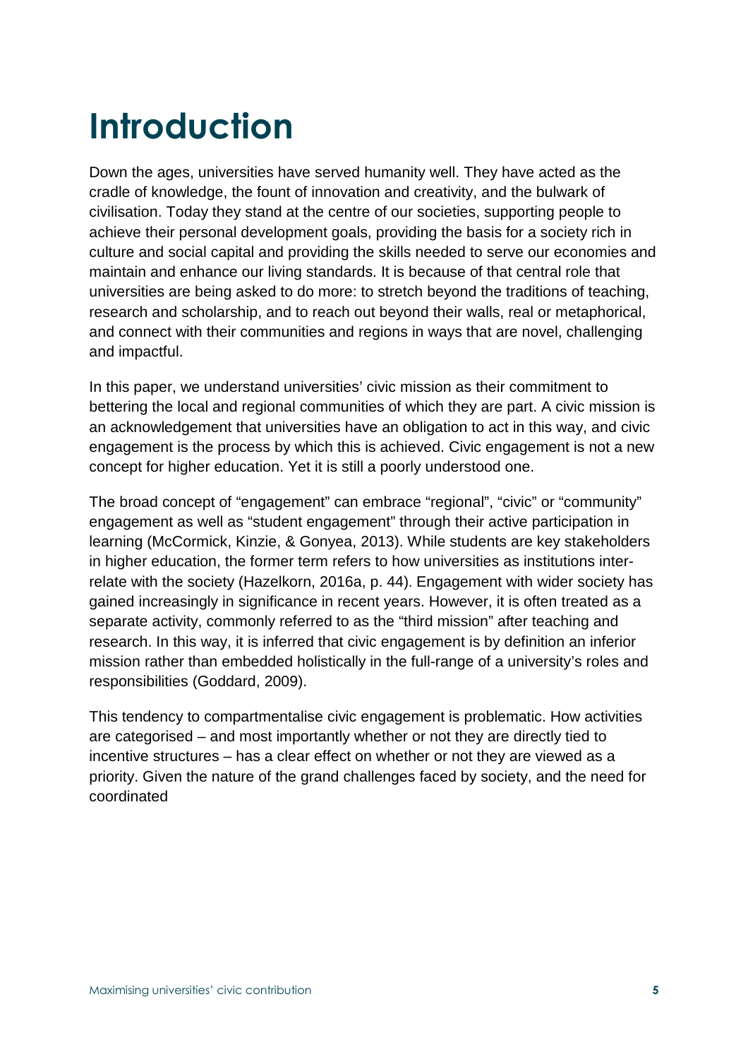# Introduction

Down the ages, universities have served humanity well. They have acted as the cradle of knowledge, the fount of innovation and creativity, and the bulwark of civilisation. Today they stand at the centre of our societies, supporting people to achieve their personal development goals, providing the basis for a society rich in culture and social capital and providing the skills needed to serve our economies and maintain and enhance our living standards. It is because of that central role that universities are being asked to do more: to stretch beyond the traditions of teaching, research and scholarship, and to reach out beyond their walls, real or metaphorical, and connect with their communities and regions in ways that are novel, challenging and impactful.

In this paper, we understand universities' civic mission as their commitment to bettering the local and regional communities of which they are part. A civic mission is an acknowledgement that universities have an obligation to act in this way, and civic engagement is the process by which this is achieved. Civic engagement is not a new concept for higher education. Yet it is still a poorly understood one.

The broad concept of "engagement" can embrace "regional", "civic" or "community" engagement as well as "student engagement" through their active participation in learning (McCormick, Kinzie, & Gonyea, 2013). While students are key stakeholders in higher education, the former term refers to how universities as institutions inter-relate with the society (Hazelkorn, 2016a, p. 44). Engagement with wider society has gained increasingly in significance in recent years. However, it is often treated as a separate activity, commonly referred to as the "third mission" after teaching and research. In this way, it is inferred that civic engagement is by definition an inferior mission rather than embedded holistically in the full-range of a university's roles and responsibilities (Goddard, 2009).

This tendency to compartmentalise civic engagement is problematic. How activities are categorised – and most importantly whether or not they are directly tied to incentive structures – has a clear effect on whether or not they are viewed as a priority. Given the nature of the grand challenges faced by society, and the need for coordinated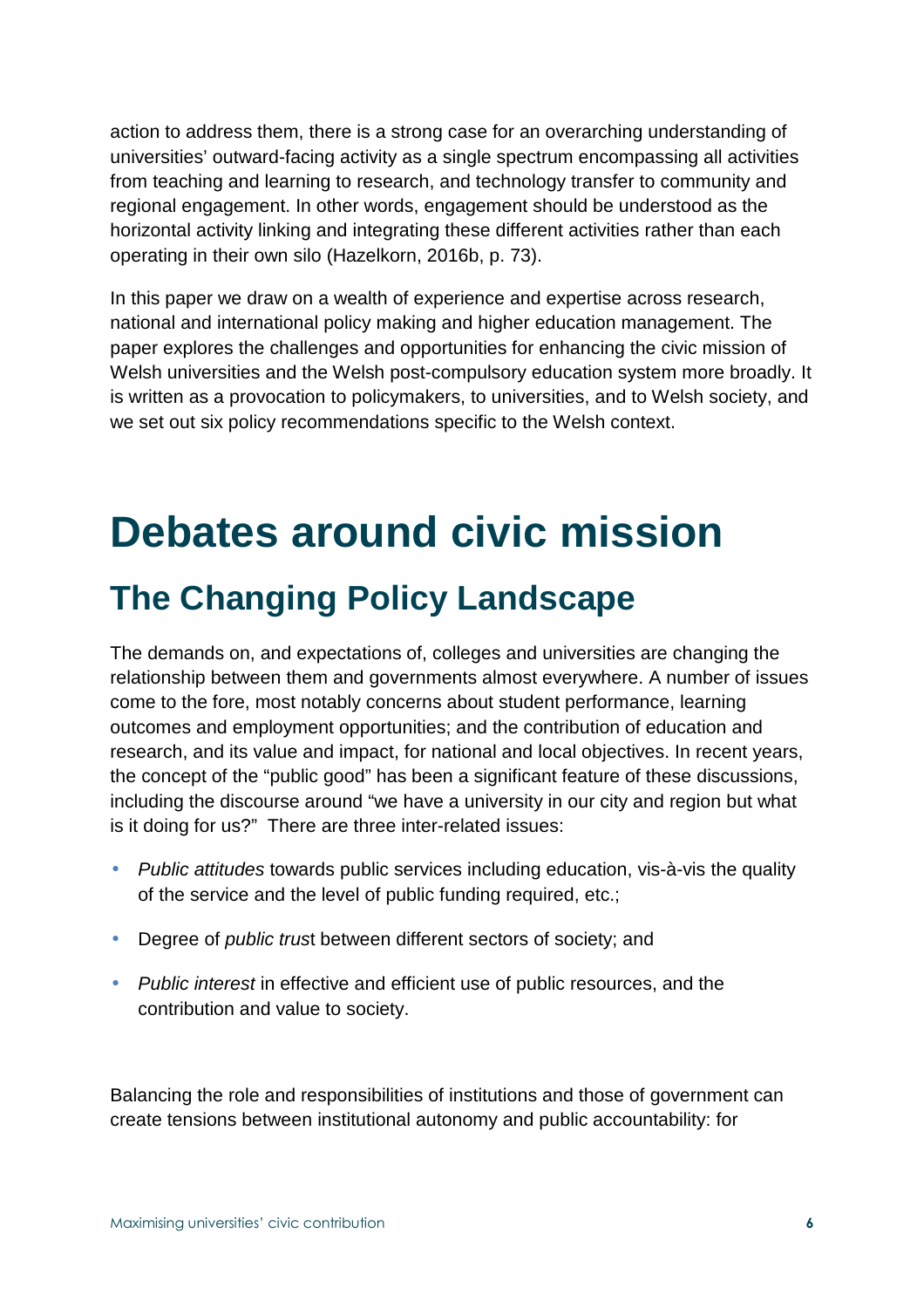action to address them, there is a strong case for an overarching understanding of universities' outward-facing activity as a single spectrum encompassing all activities from teaching and learning to research, and technology transfer to community and regional engagement. In other words, engagement should be understood as the horizontal activity linking and integrating these different activities rather than each operating in their own silo (Hazelkorn, 2016b, p. 73).

In this paper we draw on a wealth of experience and expertise across research, national and international policy making and higher education management. The paper explores the challenges and opportunities for enhancing the civic mission of Welsh universities and the Welsh post-compulsory education system more broadly. It is written as a provocation to policymakers, to universities, and to Welsh society, and we set out six policy recommendations specific to the Welsh context.

# Debates around civic mission

## The Changing Policy Landscape

The demands on, and expectations of, colleges and universities are changing the relationship between them and governments almost everywhere. A number of issues come to the fore, most notably concerns about student performance, learning outcomes and employment opportunities; and the contribution of education and research, and its value and impact, for national and local objectives. In recent years, the concept of the "public good" has been a significant feature of these discussions, including the discourse around "we have a university in our city and region but what is it doing for us?" There are three inter-related issues:

- *Public attitudes* towards public services including education, vis-à-vis the quality of the service and the level of public funding required, etc.;
- Degree of *public trust* between different sectors of society; and
- *Public interest* in effective and efficient use of public resources, and the contribution and value to society.

Balancing the role and responsibilities of institutions and those of government can create tensions between institutional autonomy and public accountability: for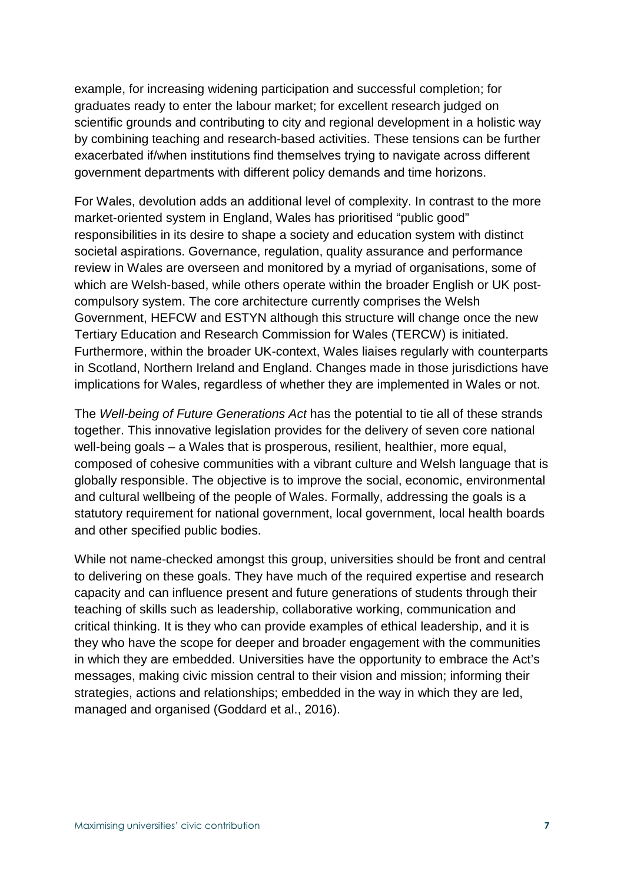example, for increasing widening participation and successful completion; for graduates ready to enter the labour market; for excellent research judged on scientific grounds and contributing to city and regional development in a holistic way by combining teaching and research-based activities. These tensions can be further exacerbated if/when institutions find themselves trying to navigate across different government departments with different policy demands and time horizons.

For Wales, devolution adds an additional level of complexity. In contrast to the more market-oriented system in England, Wales has prioritised "public good" responsibilities in its desire to shape a society and education system with distinct societal aspirations. Governance, regulation, quality assurance and performance review in Wales are overseen and monitored by a myriad of organisations, some of which are Welsh-based, while others operate within the broader English or UK post-compulsory system. The core architecture currently comprises the Welsh Government, HEFCW and ESTYN although this structure will change once the new Tertiary Education and Research Commission for Wales (TERCW) is initiated. Furthermore, within the broader UK-context, Wales liaises regularly with counterparts in Scotland, Northern Ireland and England. Changes made in those jurisdictions have implications for Wales, regardless of whether they are implemented in Wales or not.

The *Well-being of Future Generations Act* has the potential to tie all of these strands together. This innovative legislation provides for the delivery of seven core national well-being goals – a Wales that is prosperous, resilient, healthier, more equal, composed of cohesive communities with a vibrant culture and Welsh language that is globally responsible. The objective is to improve the social, economic, environmental and cultural wellbeing of the people of Wales. Formally, addressing the goals is a statutory requirement for national government, local government, local health boards and other specified public bodies.

While not name-checked amongst this group, universities should be front and central to delivering on these goals. They have much of the required expertise and research capacity and can influence present and future generations of students through their teaching of skills such as leadership, collaborative working, communication and critical thinking. It is they who can provide examples of ethical leadership, and it is they who have the scope for deeper and broader engagement with the communities in which they are embedded. Universities have the opportunity to embrace the Act's messages, making civic mission central to their vision and mission; informing their strategies, actions and relationships; embedded in the way in which they are led, managed and organised (Goddard et al., 2016).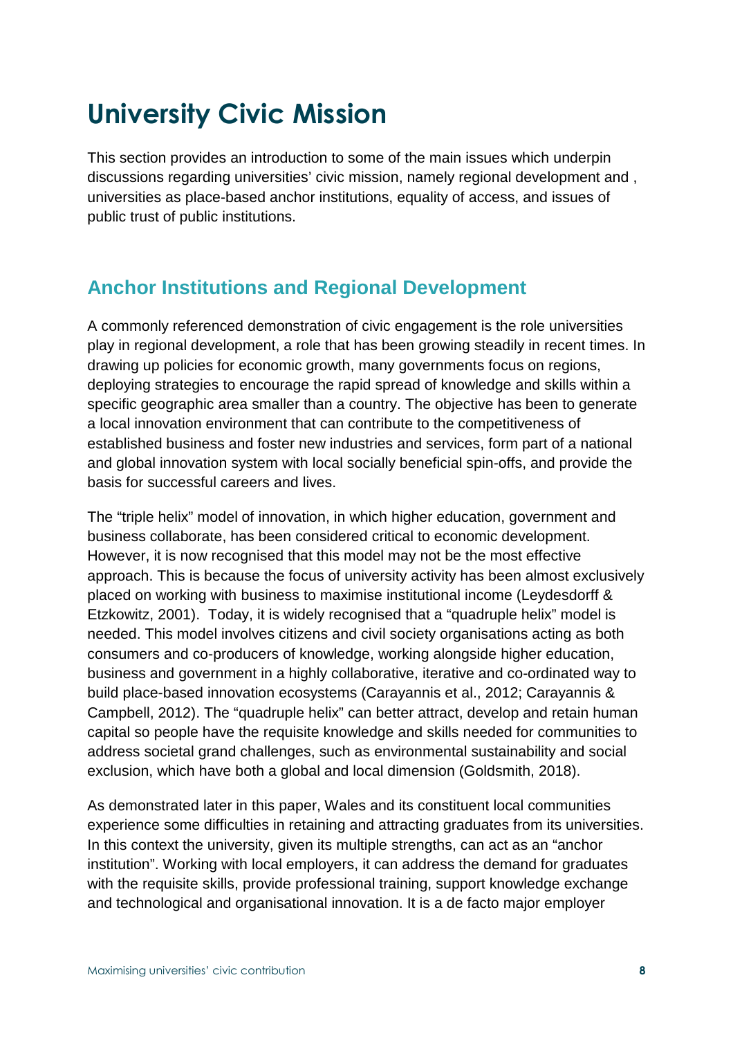# University Civic Mission

This section provides an introduction to some of the main issues which underpin discussions regarding universities' civic mission, namely regional development and , universities as place-based anchor institutions, equality of access, and issues of public trust of public institutions.

## Anchor Institutions and Regional Development

A commonly referenced demonstration of civic engagement is the role universities play in regional development, a role that has been growing steadily in recent times. In drawing up policies for economic growth, many governments focus on regions, deploying strategies to encourage the rapid spread of knowledge and skills within a specific geographic area smaller than a country. The objective has been to generate a local innovation environment that can contribute to the competitiveness of established business and foster new industries and services, form part of a national and global innovation system with local socially beneficial spin-offs, and provide the basis for successful careers and lives.

The "triple helix" model of innovation, in which higher education, government and business collaborate, has been considered critical to economic development. However, it is now recognised that this model may not be the most effective approach. This is because the focus of university activity has been almost exclusively placed on working with business to maximise institutional income (Leydesdorff & Etzkowitz, 2001). Today, it is widely recognised that a "quadruple helix" model is needed. This model involves citizens and civil society organisations acting as both consumers and co-producers of knowledge, working alongside higher education, business and government in a highly collaborative, iterative and co-ordinated way to build place-based innovation ecosystems (Carayannis et al., 2012; Carayannis & Campbell, 2012). The "quadruple helix" can better attract, develop and retain human capital so people have the requisite knowledge and skills needed for communities to address societal grand challenges, such as environmental sustainability and social exclusion, which have both a global and local dimension (Goldsmith, 2018).

As demonstrated later in this paper, Wales and its constituent local communities experience some difficulties in retaining and attracting graduates from its universities. In this context the university, given its multiple strengths, can act as an "anchor institution". Working with local employers, it can address the demand for graduates with the requisite skills, provide professional training, support knowledge exchange and technological and organisational innovation. It is a de facto major employer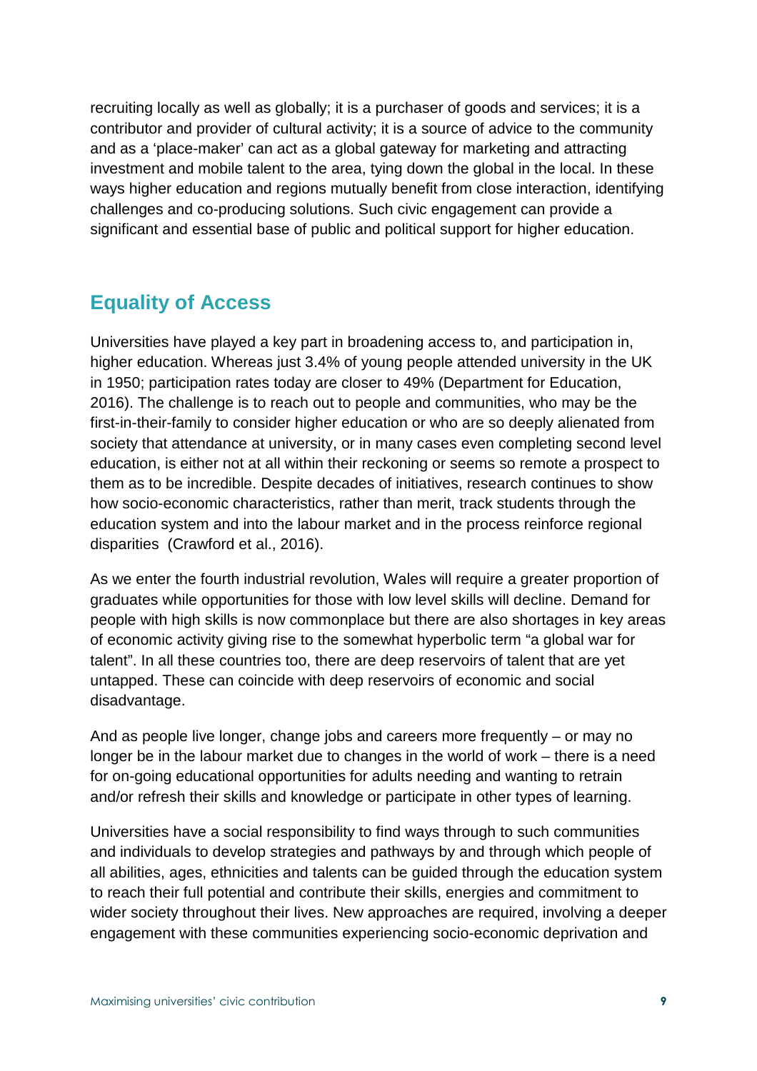recruiting locally as well as globally; it is a purchaser of goods and services; it is a contributor and provider of cultural activity; it is a source of advice to the community and as a 'place-maker' can act as a global gateway for marketing and attracting investment and mobile talent to the area, tying down the global in the local. In these ways higher education and regions mutually benefit from close interaction, identifying challenges and co-producing solutions. Such civic engagement can provide a significant and essential base of public and political support for higher education.

## Equality of Access

Universities have played a key part in broadening access to, and participation in, higher education. Whereas just 3.4% of young people attended university in the UK in 1950; participation rates today are closer to 49% (Department for Education, 2016). The challenge is to reach out to people and communities, who may be the first-in-their-family to consider higher education or who are so deeply alienated from society that attendance at university, or in many cases even completing second level education, is either not at all within their reckoning or seems so remote a prospect to them as to be incredible. Despite decades of initiatives, research continues to show how socio-economic characteristics, rather than merit, track students through the education system and into the labour market and in the process reinforce regional disparities (Crawford et al., 2016).

As we enter the fourth industrial revolution, Wales will require a greater proportion of graduates while opportunities for those with low level skills will decline. Demand for people with high skills is now commonplace but there are also shortages in key areas of economic activity giving rise to the somewhat hyperbolic term "a global war for talent". In all these countries too, there are deep reservoirs of talent that are yet untapped. These can coincide with deep reservoirs of economic and social disadvantage.

And as people live longer, change jobs and careers more frequently – or may no longer be in the labour market due to changes in the world of work – there is a need for on-going educational opportunities for adults needing and wanting to retrain and/or refresh their skills and knowledge or participate in other types of learning.

Universities have a social responsibility to find ways through to such communities and individuals to develop strategies and pathways by and through which people of all abilities, ages, ethnicities and talents can be guided through the education system to reach their full potential and contribute their skills, energies and commitment to wider society throughout their lives. New approaches are required, involving a deeper engagement with these communities experiencing socio-economic deprivation and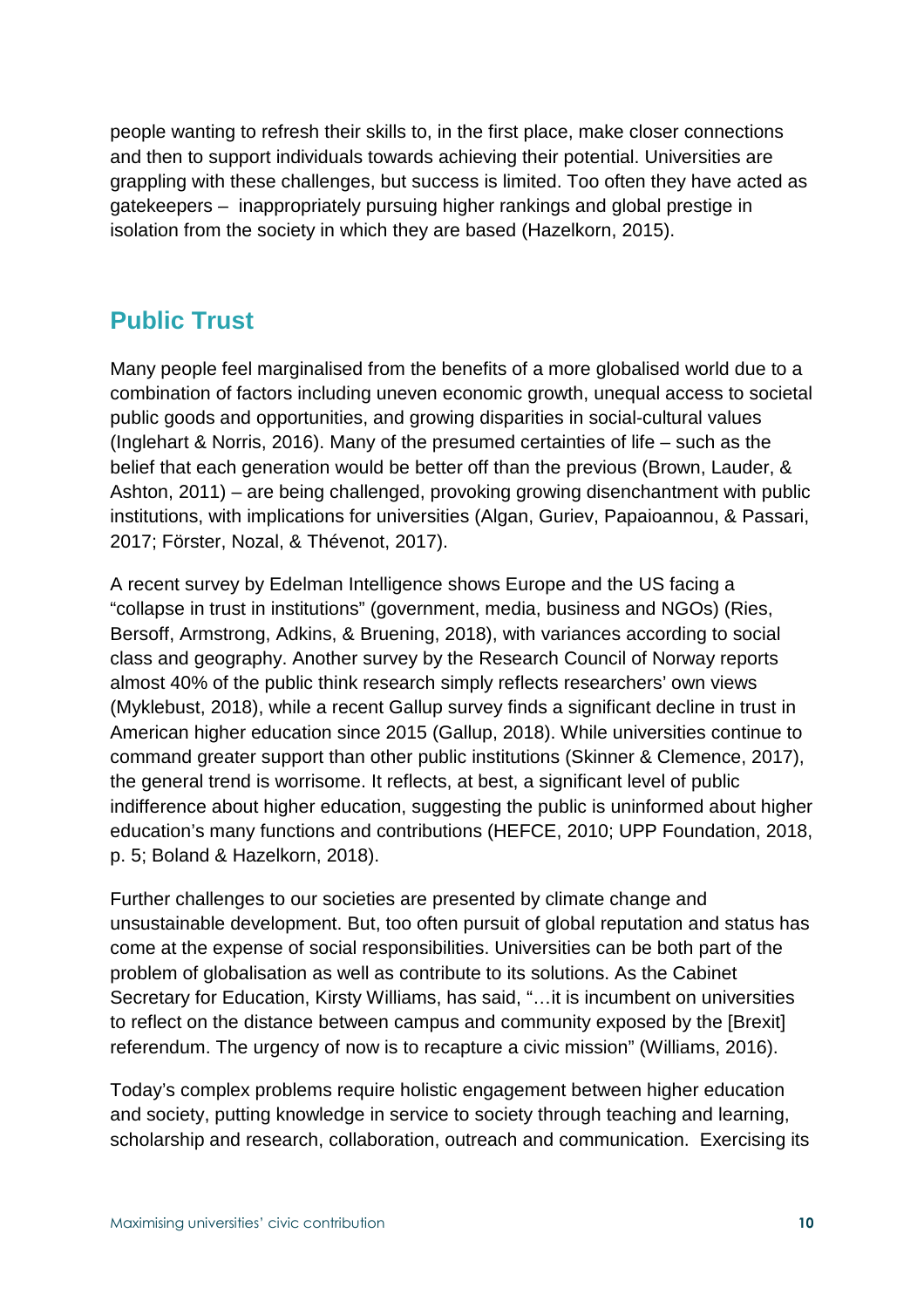people wanting to refresh their skills to, in the first place, make closer connections and then to support individuals towards achieving their potential. Universities are grappling with these challenges, but success is limited. Too often they have acted as gatekeepers – inappropriately pursuing higher rankings and global prestige in isolation from the society in which they are based (Hazelkorn, 2015).

## Public Trust

Many people feel marginalised from the benefits of a more globalised world due to a combination of factors including uneven economic growth, unequal access to societal public goods and opportunities, and growing disparities in social-cultural values (Inglehart & Norris, 2016). Many of the presumed certainties of life – such as the belief that each generation would be better off than the previous (Brown, Lauder, & Ashton, 2011) – are being challenged, provoking growing disenchantment with public institutions, with implications for universities (Algan, Guriev, Papaioannou, & Passari, 2017; Förster, Nozal, & Thévenot, 2017).

A recent survey by Edelman Intelligence shows Europe and the US facing a "collapse in trust in institutions" (government, media, business and NGOs) (Ries, Bersoff, Armstrong, Adkins, & Bruening, 2018), with variances according to social class and geography. Another survey by the Research Council of Norway reports almost 40% of the public think research simply reflects researchers' own views (Myklebust, 2018), while a recent Gallup survey finds a significant decline in trust in American higher education since 2015 (Gallup, 2018). While universities continue to command greater support than other public institutions (Skinner & Clemence, 2017), the general trend is worrisome. It reflects, at best, a significant level of public indifference about higher education, suggesting the public is uninformed about higher education's many functions and contributions (HEFCE, 2010; UPP Foundation, 2018, p. 5; Boland & Hazelkorn, 2018).

Further challenges to our societies are presented by climate change and unsustainable development. But, too often pursuit of global reputation and status has come at the expense of social responsibilities. Universities can be both part of the problem of globalisation as well as contribute to its solutions. As the Cabinet Secretary for Education, Kirsty Williams, has said, "…it is incumbent on universities to reflect on the distance between campus and community exposed by the [Brexit] referendum. The urgency of now is to recapture a civic mission" (Williams, 2016).

Today's complex problems require holistic engagement between higher education and society, putting knowledge in service to society through teaching and learning, scholarship and research, collaboration, outreach and communication. Exercising its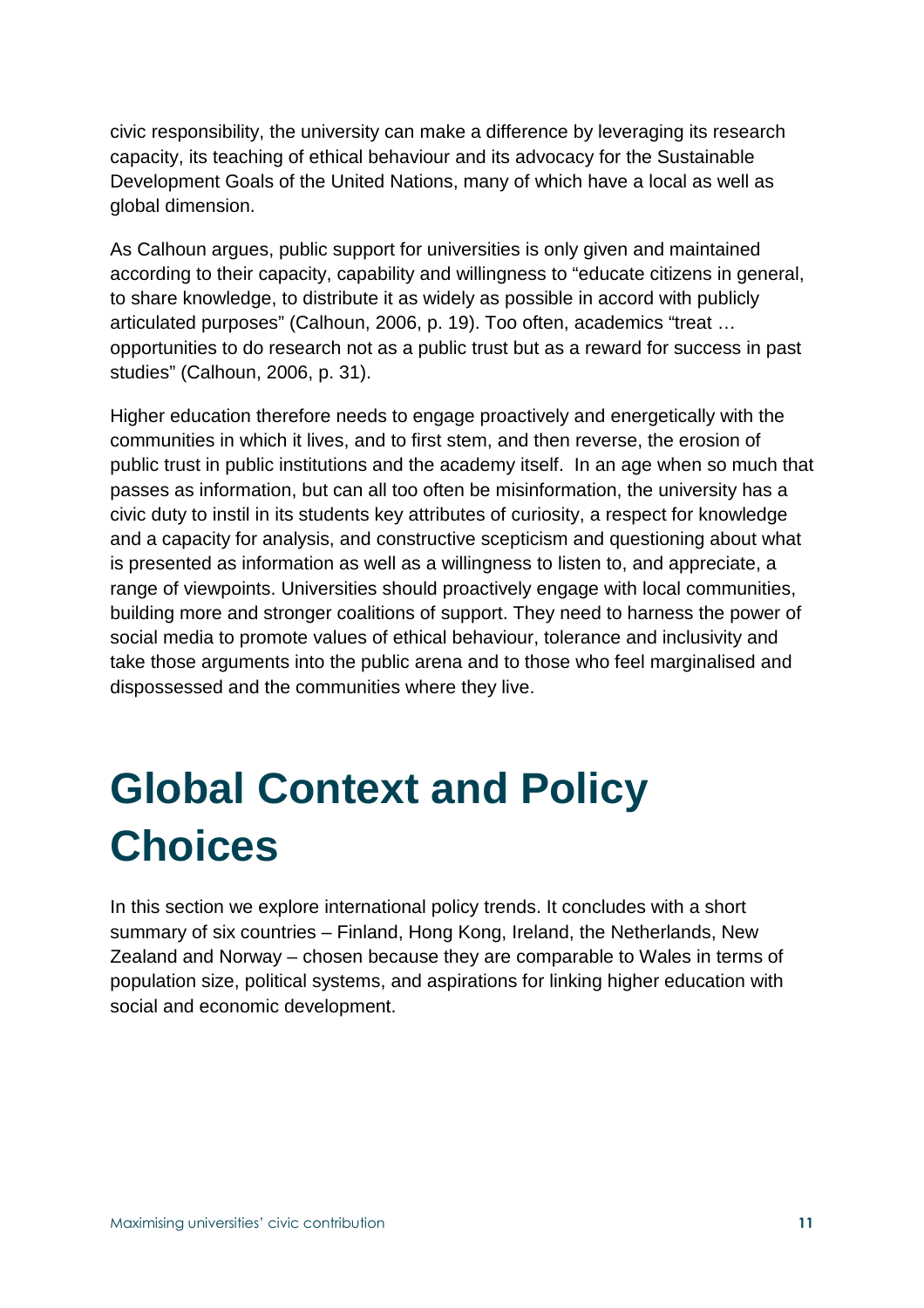civic responsibility, the university can make a difference by leveraging its research capacity, its teaching of ethical behaviour and its advocacy for the Sustainable Development Goals of the United Nations, many of which have a local as well as global dimension.

As Calhoun argues, public support for universities is only given and maintained according to their capacity, capability and willingness to "educate citizens in general, to share knowledge, to distribute it as widely as possible in accord with publicly articulated purposes" (Calhoun, 2006, p. 19). Too often, academics "treat … opportunities to do research not as a public trust but as a reward for success in past studies" (Calhoun, 2006, p. 31).

Higher education therefore needs to engage proactively and energetically with the communities in which it lives, and to first stem, and then reverse, the erosion of public trust in public institutions and the academy itself. In an age when so much that passes as information, but can all too often be misinformation, the university has a civic duty to instil in its students key attributes of curiosity, a respect for knowledge and a capacity for analysis, and constructive scepticism and questioning about what is presented as information as well as a willingness to listen to, and appreciate, a range of viewpoints. Universities should proactively engage with local communities, building more and stronger coalitions of support. They need to harness the power of social media to promote values of ethical behaviour, tolerance and inclusivity and take those arguments into the public arena and to those who feel marginalised and dispossessed and the communities where they live.

# Global Context and Policy Choices

In this section we explore international policy trends. It concludes with a short summary of six countries – Finland, Hong Kong, Ireland, the Netherlands, New Zealand and Norway – chosen because they are comparable to Wales in terms of population size, political systems, and aspirations for linking higher education with social and economic development.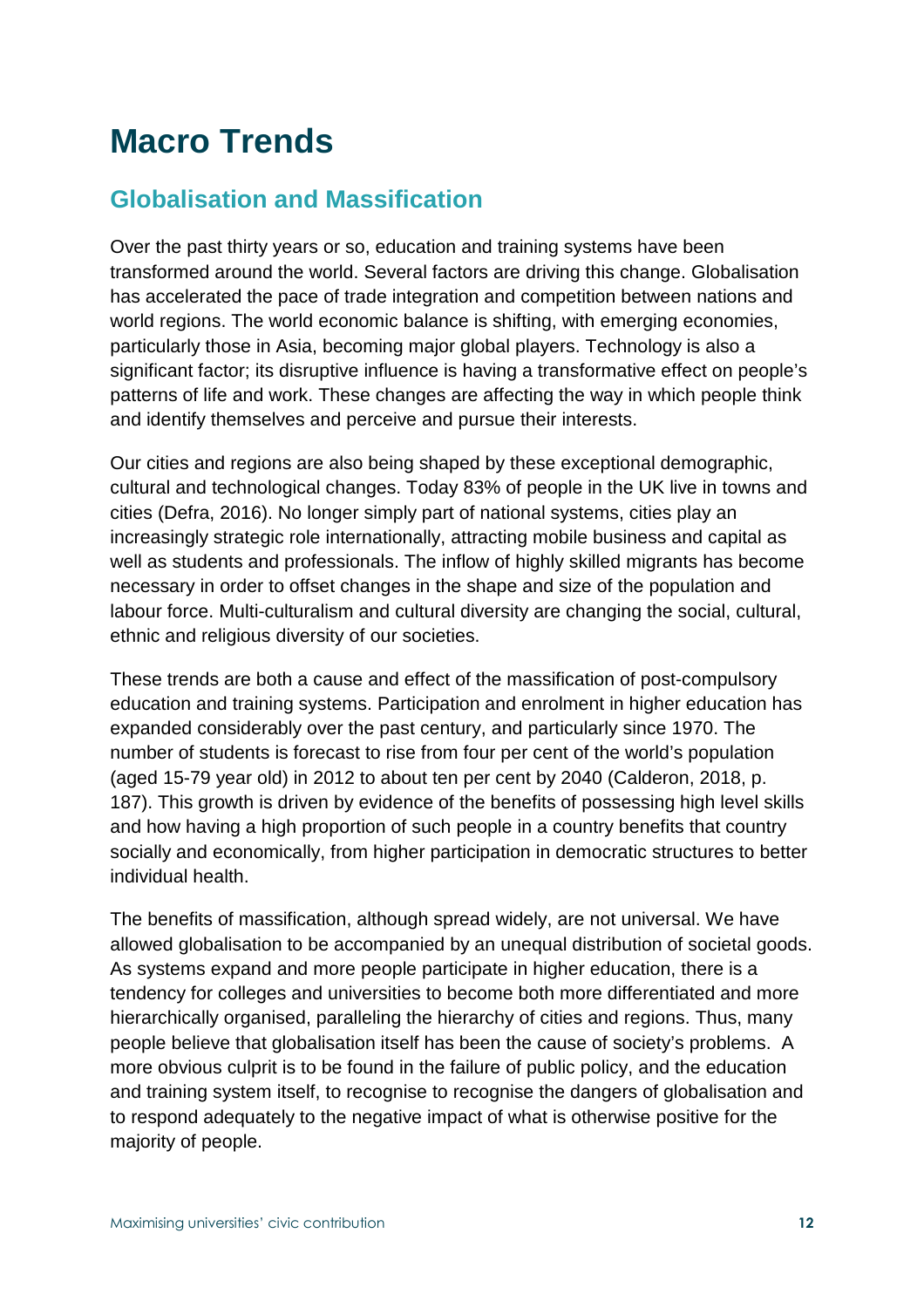# Macro Trends

## Globalisation and Massification

Over the past thirty years or so, education and training systems have been transformed around the world. Several factors are driving this change. Globalisation has accelerated the pace of trade integration and competition between nations and world regions. The world economic balance is shifting, with emerging economies, particularly those in Asia, becoming major global players. Technology is also a significant factor; its disruptive influence is having a transformative effect on people's patterns of life and work. These changes are affecting the way in which people think and identify themselves and perceive and pursue their interests.

Our cities and regions are also being shaped by these exceptional demographic, cultural and technological changes. Today 83% of people in the UK live in towns and cities (Defra, 2016). No longer simply part of national systems, cities play an increasingly strategic role internationally, attracting mobile business and capital as well as students and professionals. The inflow of highly skilled migrants has become necessary in order to offset changes in the shape and size of the population and labour force. Multi-culturalism and cultural diversity are changing the social, cultural, ethnic and religious diversity of our societies.

These trends are both a cause and effect of the massification of post-compulsory education and training systems. Participation and enrolment in higher education has expanded considerably over the past century, and particularly since 1970. The number of students is forecast to rise from four per cent of the world's population (aged 15-79 year old) in 2012 to about ten per cent by 2040 (Calderon, 2018, p. 187). This growth is driven by evidence of the benefits of possessing high level skills and how having a high proportion of such people in a country benefits that country socially and economically, from higher participation in democratic structures to better individual health.

The benefits of massification, although spread widely, are not universal. We have allowed globalisation to be accompanied by an unequal distribution of societal goods. As systems expand and more people participate in higher education, there is a tendency for colleges and universities to become both more differentiated and more hierarchically organised, paralleling the hierarchy of cities and regions. Thus, many people believe that globalisation itself has been the cause of society's problems. A more obvious culprit is to be found in the failure of public policy, and the education and training system itself, to recognise to recognise the dangers of globalisation and to respond adequately to the negative impact of what is otherwise positive for the majority of people.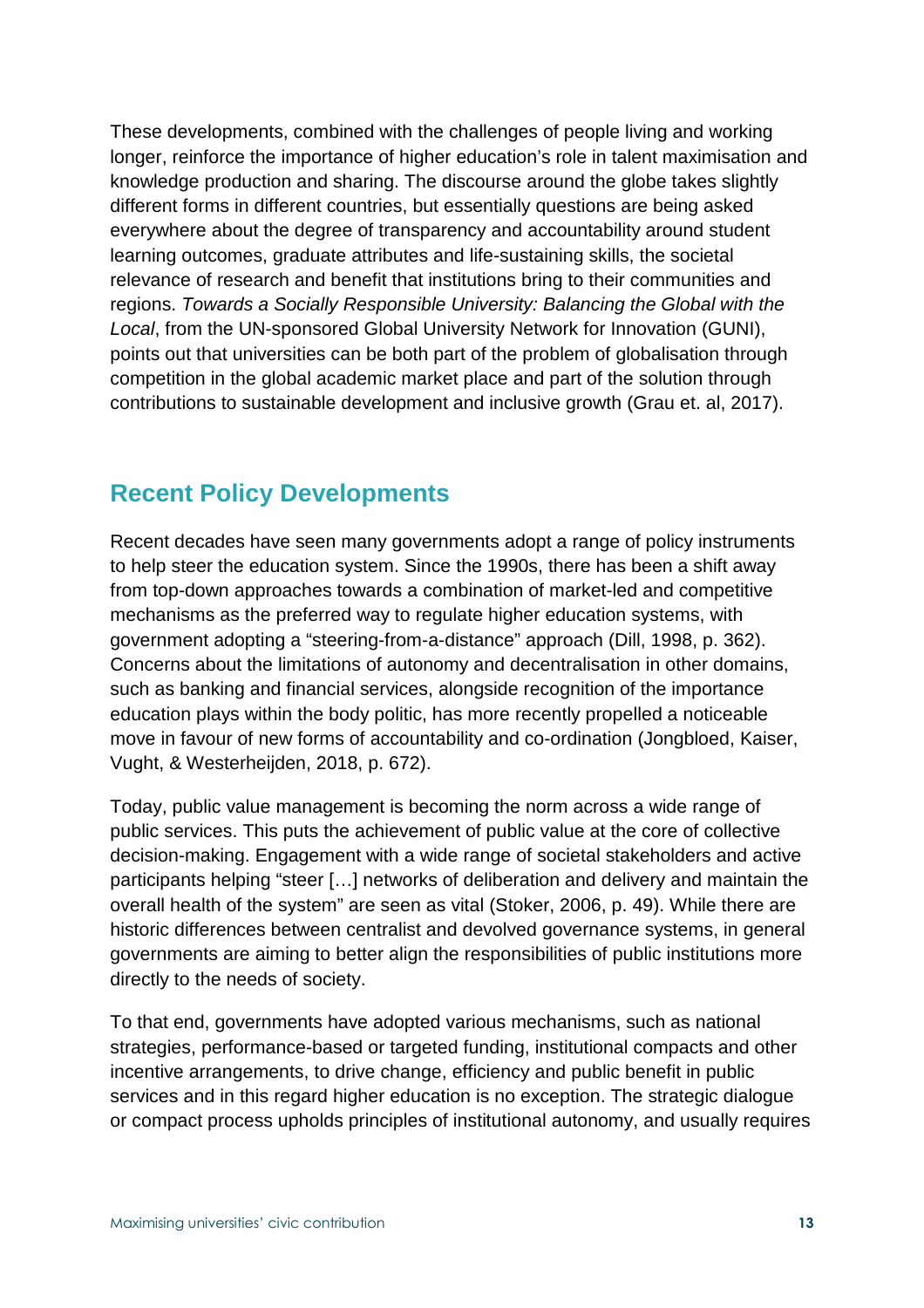These developments, combined with the challenges of people living and working longer, reinforce the importance of higher education's role in talent maximisation and knowledge production and sharing. The discourse around the globe takes slightly different forms in different countries, but essentially questions are being asked everywhere about the degree of transparency and accountability around student learning outcomes, graduate attributes and life-sustaining skills, the societal relevance of research and benefit that institutions bring to their communities and regions. *Towards a Socially Responsible University: Balancing the Global with the Local*, from the UN-sponsored Global University Network for Innovation (GUNI), points out that universities can be both part of the problem of globalisation through competition in the global academic market place and part of the solution through contributions to sustainable development and inclusive growth (Grau et. al, 2017).

## Recent Policy Developments

Recent decades have seen many governments adopt a range of policy instruments to help steer the education system. Since the 1990s, there has been a shift away from top-down approaches towards a combination of market-led and competitive mechanisms as the preferred way to regulate higher education systems, with government adopting a "steering-from-a-distance" approach (Dill, 1998, p. 362). Concerns about the limitations of autonomy and decentralisation in other domains, such as banking and financial services, alongside recognition of the importance education plays within the body politic, has more recently propelled a noticeable move in favour of new forms of accountability and co-ordination (Jongbloed, Kaiser, Vught, & Westerheijden, 2018, p. 672).

Today, public value management is becoming the norm across a wide range of public services. This puts the achievement of public value at the core of collective decision-making. Engagement with a wide range of societal stakeholders and active participants helping "steer […] networks of deliberation and delivery and maintain the overall health of the system" are seen as vital (Stoker, 2006, p. 49). While there are historic differences between centralist and devolved governance systems, in general governments are aiming to better align the responsibilities of public institutions more directly to the needs of society.

To that end, governments have adopted various mechanisms, such as national strategies, performance-based or targeted funding, institutional compacts and other incentive arrangements, to drive change, efficiency and public benefit in public services and in this regard higher education is no exception. The strategic dialogue or compact process upholds principles of institutional autonomy, and usually requires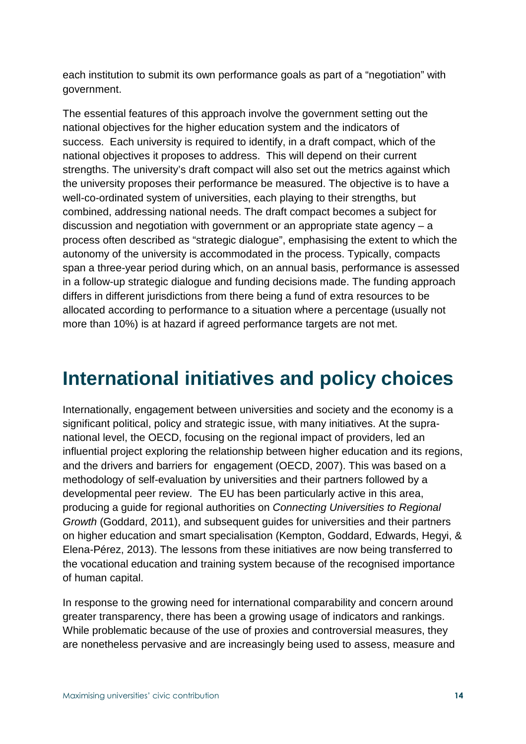each institution to submit its own performance goals as part of a "negotiation" with government.

The essential features of this approach involve the government setting out the national objectives for the higher education system and the indicators of success. Each university is required to identify, in a draft compact, which of the national objectives it proposes to address. This will depend on their current strengths. The university's draft compact will also set out the metrics against which the university proposes their performance be measured. The objective is to have a well-co-ordinated system of universities, each playing to their strengths, but combined, addressing national needs. The draft compact becomes a subject for discussion and negotiation with government or an appropriate state agency – a process often described as "strategic dialogue", emphasising the extent to which the autonomy of the university is accommodated in the process. Typically, compacts span a three-year period during which, on an annual basis, performance is assessed in a follow-up strategic dialogue and funding decisions made. The funding approach differs in different jurisdictions from there being a fund of extra resources to be allocated according to performance to a situation where a percentage (usually not more than 10%) is at hazard if agreed performance targets are not met.

# International initiatives and policy choices

Internationally, engagement between universities and society and the economy is a significant political, policy and strategic issue, with many initiatives. At the supra-national level, the OECD, focusing on the regional impact of providers, led an influential project exploring the relationship between higher education and its regions, and the drivers and barriers for engagement (OECD, 2007). This was based on a methodology of self-evaluation by universities and their partners followed by a developmental peer review. The EU has been particularly active in this area, producing a guide for regional authorities on *Connecting Universities to Regional Growth* (Goddard, 2011), and subsequent guides for universities and their partners on higher education and smart specialisation (Kempton, Goddard, Edwards, Hegyi, & Elena-Pérez, 2013). The lessons from these initiatives are now being transferred to the vocational education and training system because of the recognised importance of human capital.

In response to the growing need for international comparability and concern around greater transparency, there has been a growing usage of indicators and rankings. While problematic because of the use of proxies and controversial measures, they are nonetheless pervasive and are increasingly being used to assess, measure and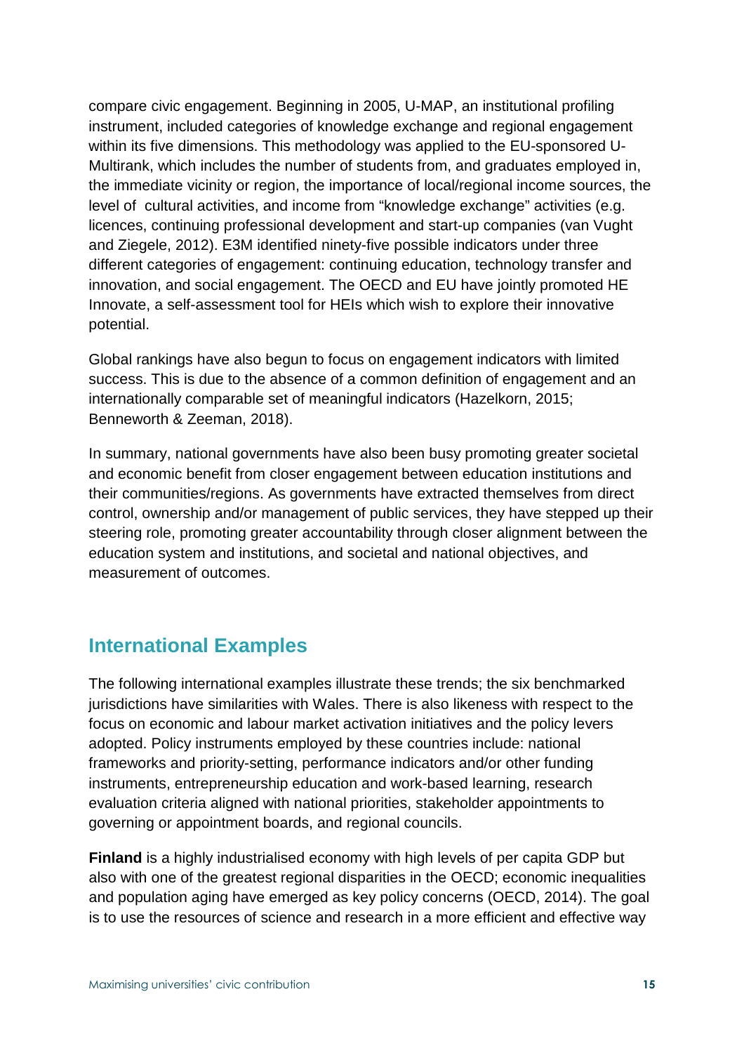compare civic engagement. Beginning in 2005, U-MAP, an institutional profiling instrument, included categories of knowledge exchange and regional engagement within its five dimensions. This methodology was applied to the EU-sponsored U-Multirank, which includes the number of students from, and graduates employed in, the immediate vicinity or region, the importance of local/regional income sources, the level of cultural activities, and income from "knowledge exchange" activities (e.g. licences, continuing professional development and start-up companies (van Vught and Ziegele, 2012). E3M identified ninety-five possible indicators under three different categories of engagement: continuing education, technology transfer and innovation, and social engagement. The OECD and EU have jointly promoted HE Innovate, a self-assessment tool for HEIs which wish to explore their innovative potential.

Global rankings have also begun to focus on engagement indicators with limited success. This is due to the absence of a common definition of engagement and an internationally comparable set of meaningful indicators (Hazelkorn, 2015; Benneworth & Zeeman, 2018).

In summary, national governments have also been busy promoting greater societal and economic benefit from closer engagement between education institutions and their communities/regions. As governments have extracted themselves from direct control, ownership and/or management of public services, they have stepped up their steering role, promoting greater accountability through closer alignment between the education system and institutions, and societal and national objectives, and measurement of outcomes.

## International Examples

The following international examples illustrate these trends; the six benchmarked jurisdictions have similarities with Wales. There is also likeness with respect to the focus on economic and labour market activation initiatives and the policy levers adopted. Policy instruments employed by these countries include: national frameworks and priority-setting, performance indicators and/or other funding instruments, entrepreneurship education and work-based learning, research evaluation criteria aligned with national priorities, stakeholder appointments to governing or appointment boards, and regional councils.

**Finland** is a highly industrialised economy with high levels of per capita GDP but also with one of the greatest regional disparities in the OECD; economic inequalities and population aging have emerged as key policy concerns (OECD, 2014). The goal is to use the resources of science and research in a more efficient and effective way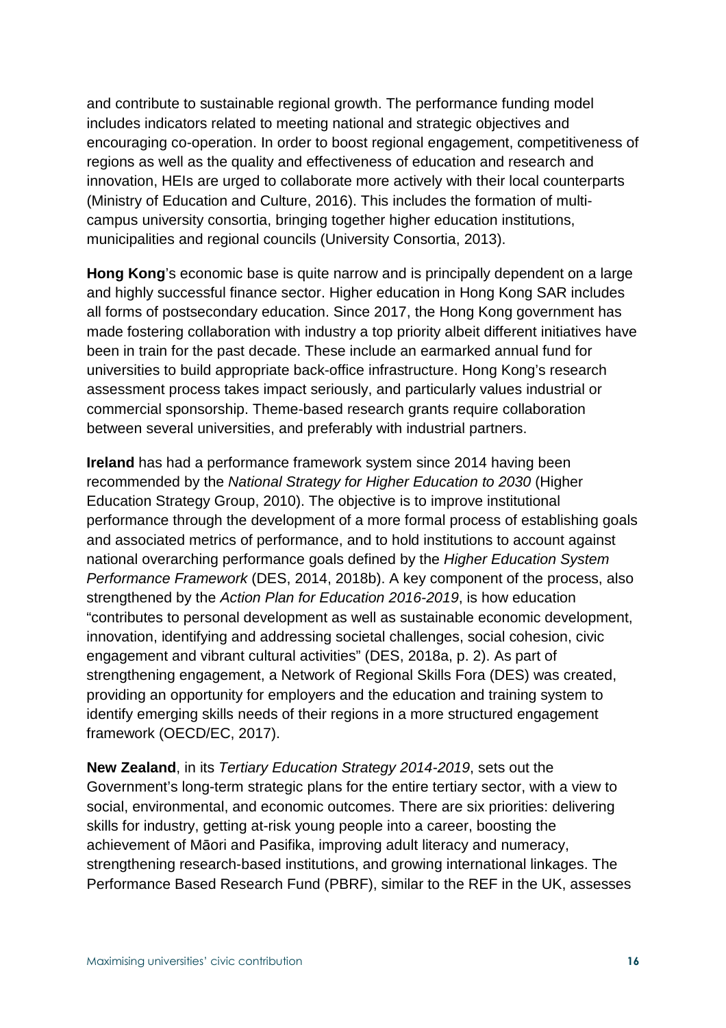and contribute to sustainable regional growth. The performance funding model includes indicators related to meeting national and strategic objectives and encouraging co-operation. In order to boost regional engagement, competitiveness of regions as well as the quality and effectiveness of education and research and innovation, HEIs are urged to collaborate more actively with their local counterparts (Ministry of Education and Culture, 2016). This includes the formation of multi-campus university consortia, bringing together higher education institutions, municipalities and regional councils (University Consortia, 2013).

**Hong Kong**'s economic base is quite narrow and is principally dependent on a large and highly successful finance sector. Higher education in Hong Kong SAR includes all forms of postsecondary education. Since 2017, the Hong Kong government has made fostering collaboration with industry a top priority albeit different initiatives have been in train for the past decade. These include an earmarked annual fund for universities to build appropriate back-office infrastructure. Hong Kong's research assessment process takes impact seriously, and particularly values industrial or commercial sponsorship. Theme-based research grants require collaboration between several universities, and preferably with industrial partners.

**Ireland** has had a performance framework system since 2014 having been recommended by the *National Strategy for Higher Education to 2030* (Higher Education Strategy Group, 2010). The objective is to improve institutional performance through the development of a more formal process of establishing goals and associated metrics of performance, and to hold institutions to account against national overarching performance goals defined by the *Higher Education System Performance Framework* (DES, 2014, 2018b). A key component of the process, also strengthened by the *Action Plan for Education 2016-2019*, is how education "contributes to personal development as well as sustainable economic development, innovation, identifying and addressing societal challenges, social cohesion, civic engagement and vibrant cultural activities" (DES, 2018a, p. 2). As part of strengthening engagement, a Network of Regional Skills Fora (DES) was created, providing an opportunity for employers and the education and training system to identify emerging skills needs of their regions in a more structured engagement framework (OECD/EC, 2017).

**New Zealand**, in its *Tertiary Education Strategy 2014-2019*, sets out the Government's long-term strategic plans for the entire tertiary sector, with a view to social, environmental, and economic outcomes. There are six priorities: delivering skills for industry, getting at-risk young people into a career, boosting the achievement of Māori and Pasifika, improving adult literacy and numeracy, strengthening research-based institutions, and growing international linkages. The Performance Based Research Fund (PBRF), similar to the REF in the UK, assesses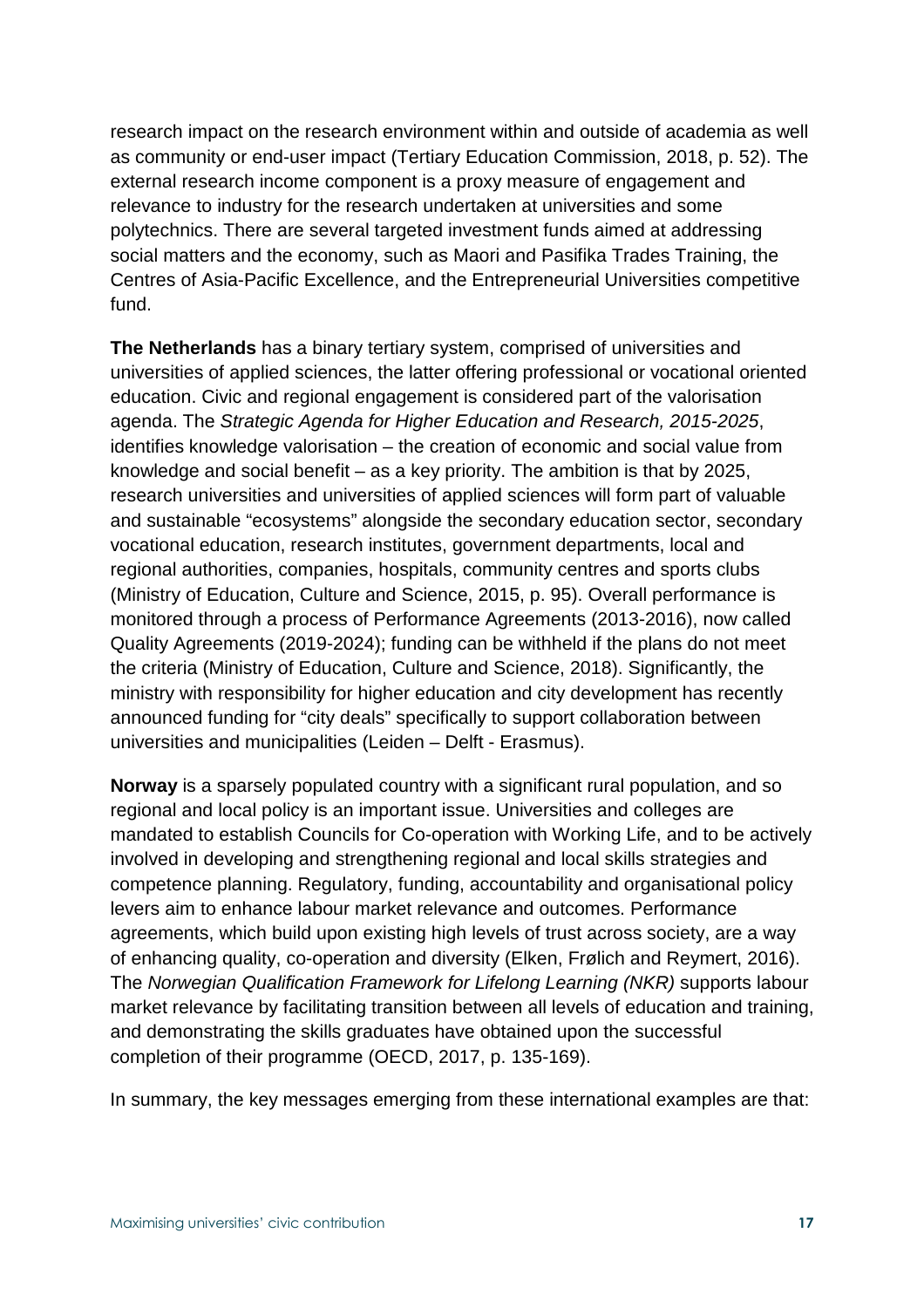research impact on the research environment within and outside of academia as well as community or end-user impact (Tertiary Education Commission, 2018, p. 52). The external research income component is a proxy measure of engagement and relevance to industry for the research undertaken at universities and some polytechnics. There are several targeted investment funds aimed at addressing social matters and the economy, such as Maori and Pasifika Trades Training, the Centres of Asia-Pacific Excellence, and the Entrepreneurial Universities competitive fund.

**The Netherlands** has a binary tertiary system, comprised of universities and universities of applied sciences, the latter offering professional or vocational oriented education. Civic and regional engagement is considered part of the valorisation agenda. The *Strategic Agenda for Higher Education and Research, 2015-2025*, identifies knowledge valorisation – the creation of economic and social value from knowledge and social benefit – as a key priority. The ambition is that by 2025, research universities and universities of applied sciences will form part of valuable and sustainable "ecosystems" alongside the secondary education sector, secondary vocational education, research institutes, government departments, local and regional authorities, companies, hospitals, community centres and sports clubs (Ministry of Education, Culture and Science, 2015, p. 95). Overall performance is monitored through a process of Performance Agreements (2013-2016), now called Quality Agreements (2019-2024); funding can be withheld if the plans do not meet the criteria (Ministry of Education, Culture and Science, 2018). Significantly, the ministry with responsibility for higher education and city development has recently announced funding for "city deals" specifically to support collaboration between universities and municipalities (Leiden – Delft - Erasmus).

**Norway** is a sparsely populated country with a significant rural population, and so regional and local policy is an important issue. Universities and colleges are mandated to establish Councils for Co-operation with Working Life, and to be actively involved in developing and strengthening regional and local skills strategies and competence planning. Regulatory, funding, accountability and organisational policy levers aim to enhance labour market relevance and outcomes. Performance agreements, which build upon existing high levels of trust across society, are a way of enhancing quality, co-operation and diversity (Elken, Frølich and Reymert, 2016). The *Norwegian Qualification Framework for Lifelong Learning (NKR)* supports labour market relevance by facilitating transition between all levels of education and training, and demonstrating the skills graduates have obtained upon the successful completion of their programme (OECD, 2017, p. 135-169).

In summary, the key messages emerging from these international examples are that: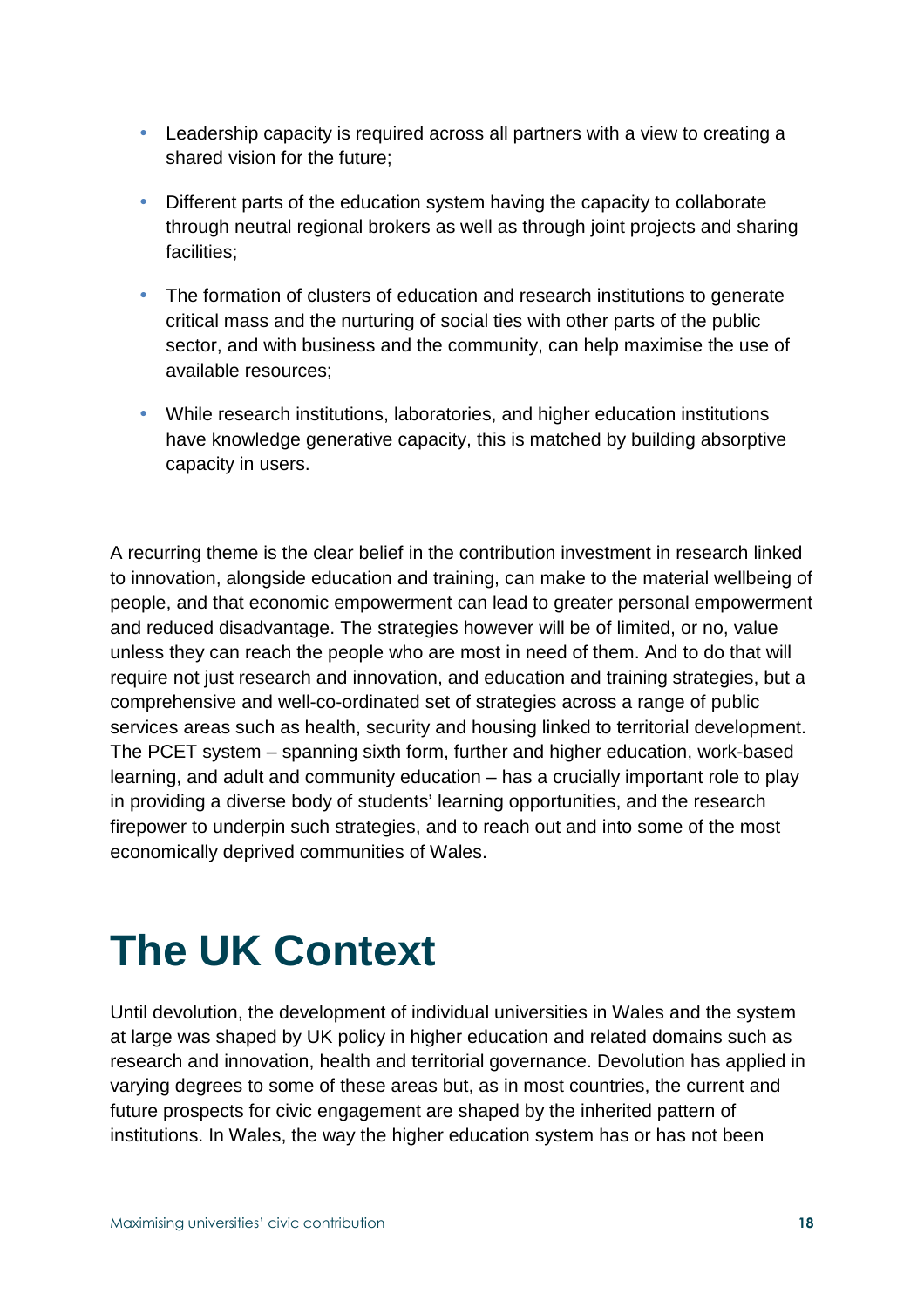- Leadership capacity is required across all partners with a view to creating a shared vision for the future;
- Different parts of the education system having the capacity to collaborate through neutral regional brokers as well as through joint projects and sharing facilities;
- The formation of clusters of education and research institutions to generate critical mass and the nurturing of social ties with other parts of the public sector, and with business and the community, can help maximise the use of available resources;
- While research institutions, laboratories, and higher education institutions have knowledge generative capacity, this is matched by building absorptive capacity in users.

A recurring theme is the clear belief in the contribution investment in research linked to innovation, alongside education and training, can make to the material wellbeing of people, and that economic empowerment can lead to greater personal empowerment and reduced disadvantage. The strategies however will be of limited, or no, value unless they can reach the people who are most in need of them. And to do that will require not just research and innovation, and education and training strategies, but a comprehensive and well-co-ordinated set of strategies across a range of public services areas such as health, security and housing linked to territorial development. The PCET system – spanning sixth form, further and higher education, work-based learning, and adult and community education – has a crucially important role to play in providing a diverse body of students' learning opportunities, and the research firepower to underpin such strategies, and to reach out and into some of the most economically deprived communities of Wales.

# The UK Context

Until devolution, the development of individual universities in Wales and the system at large was shaped by UK policy in higher education and related domains such as research and innovation, health and territorial governance. Devolution has applied in varying degrees to some of these areas but, as in most countries, the current and future prospects for civic engagement are shaped by the inherited pattern of institutions. In Wales, the way the higher education system has or has not been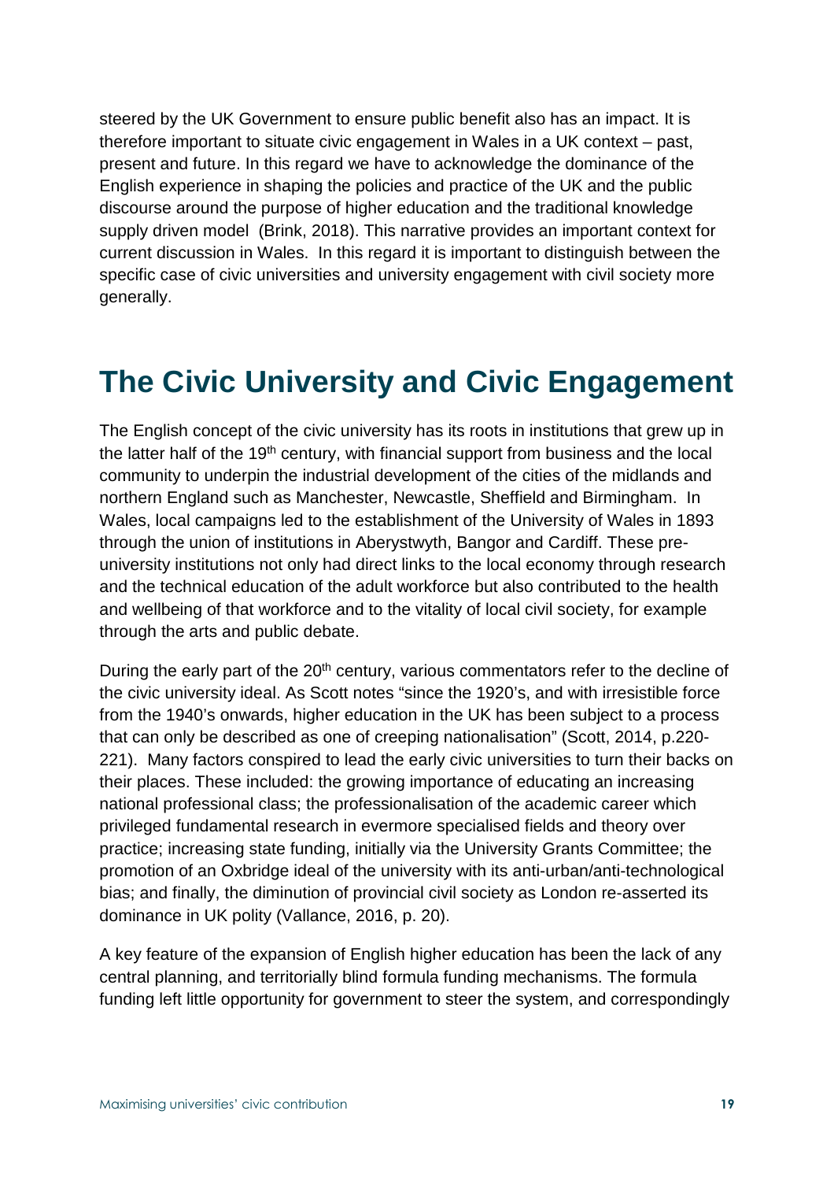steered by the UK Government to ensure public benefit also has an impact. It is therefore important to situate civic engagement in Wales in a UK context – past, present and future. In this regard we have to acknowledge the dominance of the English experience in shaping the policies and practice of the UK and the public discourse around the purpose of higher education and the traditional knowledge supply driven model (Brink, 2018). This narrative provides an important context for current discussion in Wales. In this regard it is important to distinguish between the specific case of civic universities and university engagement with civil society more generally.

# The Civic University and Civic Engagement

The English concept of the civic university has its roots in institutions that grew up in the latter half of the 19th century, with financial support from business and the local community to underpin the industrial development of the cities of the midlands and northern England such as Manchester, Newcastle, Sheffield and Birmingham. In Wales, local campaigns led to the establishment of the University of Wales in 1893 through the union of institutions in Aberystwyth, Bangor and Cardiff. These pre-university institutions not only had direct links to the local economy through research and the technical education of the adult workforce but also contributed to the health and wellbeing of that workforce and to the vitality of local civil society, for example through the arts and public debate.

During the early part of the 20th century, various commentators refer to the decline of the civic university ideal. As Scott notes "since the 1920's, and with irresistible force from the 1940's onwards, higher education in the UK has been subject to a process that can only be described as one of creeping nationalisation" (Scott, 2014, p.220-221). Many factors conspired to lead the early civic universities to turn their backs on their places. These included: the growing importance of educating an increasing national professional class; the professionalisation of the academic career which privileged fundamental research in evermore specialised fields and theory over practice; increasing state funding, initially via the University Grants Committee; the promotion of an Oxbridge ideal of the university with its anti-urban/anti-technological bias; and finally, the diminution of provincial civil society as London re-asserted its dominance in UK polity (Vallance, 2016, p. 20).

A key feature of the expansion of English higher education has been the lack of any central planning, and territorially blind formula funding mechanisms. The formula funding left little opportunity for government to steer the system, and correspondingly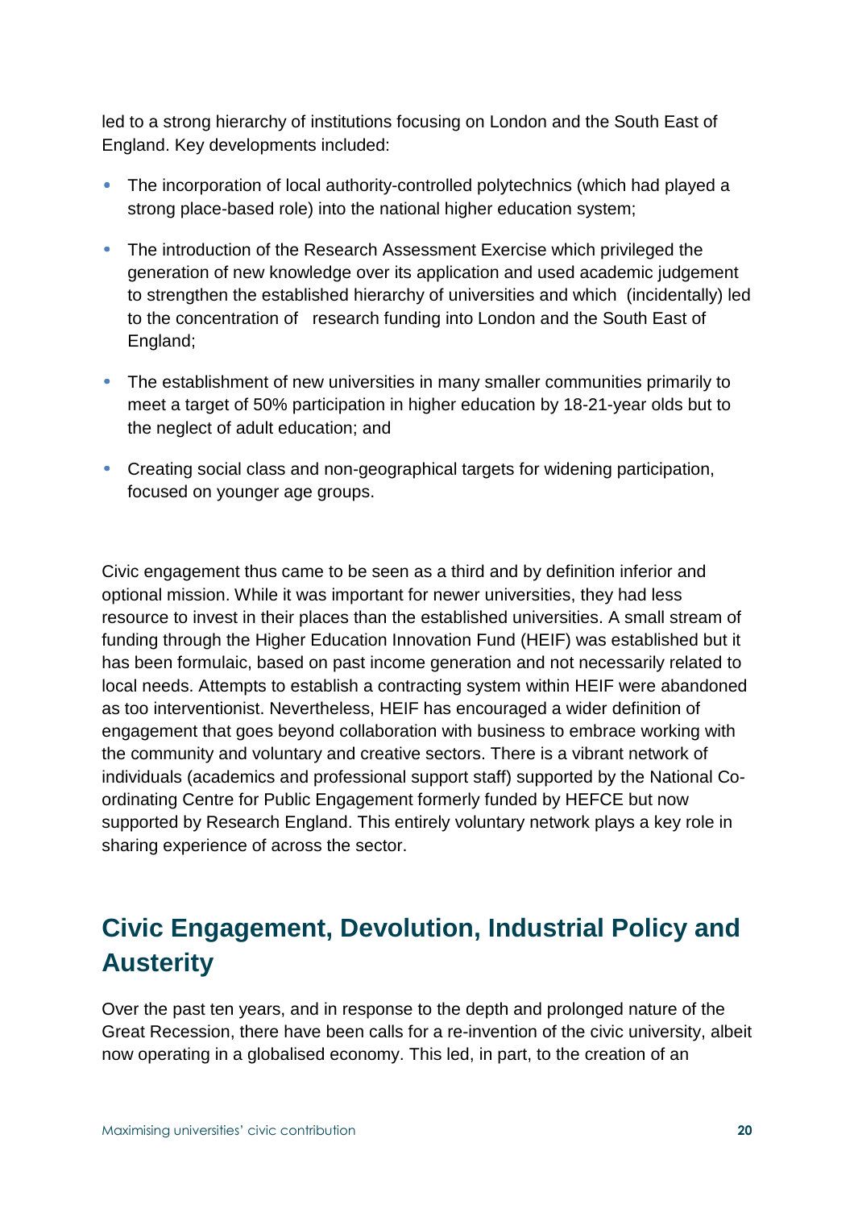led to a strong hierarchy of institutions focusing on London and the South East of England. Key developments included:

- The incorporation of local authority-controlled polytechnics (which had played a strong place-based role) into the national higher education system;
- The introduction of the Research Assessment Exercise which privileged the generation of new knowledge over its application and used academic judgement to strengthen the established hierarchy of universities and which (incidentally) led to the concentration of research funding into London and the South East of England;
- The establishment of new universities in many smaller communities primarily to meet a target of 50% participation in higher education by 18-21-year olds but to the neglect of adult education; and
- Creating social class and non-geographical targets for widening participation, focused on younger age groups.

Civic engagement thus came to be seen as a third and by definition inferior and optional mission. While it was important for newer universities, they had less resource to invest in their places than the established universities. A small stream of funding through the Higher Education Innovation Fund (HEIF) was established but it has been formulaic, based on past income generation and not necessarily related to local needs. Attempts to establish a contracting system within HEIF were abandoned as too interventionist. Nevertheless, HEIF has encouraged a wider definition of engagement that goes beyond collaboration with business to embrace working with the community and voluntary and creative sectors. There is a vibrant network of individuals (academics and professional support staff) supported by the National Co-ordinating Centre for Public Engagement formerly funded by HEFCE but now supported by Research England. This entirely voluntary network plays a key role in sharing experience of across the sector.

## Civic Engagement, Devolution, Industrial Policy and Austerity

Over the past ten years, and in response to the depth and prolonged nature of the Great Recession, there have been calls for a re-invention of the civic university, albeit now operating in a globalised economy. This led, in part, to the creation of an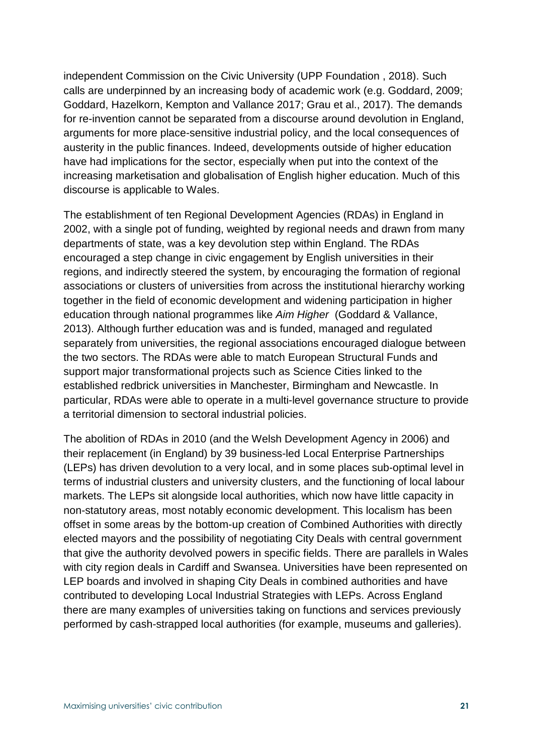independent Commission on the Civic University (UPP Foundation , 2018). Such calls are underpinned by an increasing body of academic work (e.g. Goddard, 2009; Goddard, Hazelkorn, Kempton and Vallance 2017; Grau et al., 2017). The demands for re-invention cannot be separated from a discourse around devolution in England, arguments for more place-sensitive industrial policy, and the local consequences of austerity in the public finances. Indeed, developments outside of higher education have had implications for the sector, especially when put into the context of the increasing marketisation and globalisation of English higher education. Much of this discourse is applicable to Wales.

The establishment of ten Regional Development Agencies (RDAs) in England in 2002, with a single pot of funding, weighted by regional needs and drawn from many departments of state, was a key devolution step within England. The RDAs encouraged a step change in civic engagement by English universities in their regions, and indirectly steered the system, by encouraging the formation of regional associations or clusters of universities from across the institutional hierarchy working together in the field of economic development and widening participation in higher education through national programmes like *Aim Higher* (Goddard & Vallance, 2013). Although further education was and is funded, managed and regulated separately from universities, the regional associations encouraged dialogue between the two sectors. The RDAs were able to match European Structural Funds and support major transformational projects such as Science Cities linked to the established redbrick universities in Manchester, Birmingham and Newcastle. In particular, RDAs were able to operate in a multi-level governance structure to provide a territorial dimension to sectoral industrial policies.

The abolition of RDAs in 2010 (and the Welsh Development Agency in 2006) and their replacement (in England) by 39 business-led Local Enterprise Partnerships (LEPs) has driven devolution to a very local, and in some places sub-optimal level in terms of industrial clusters and university clusters, and the functioning of local labour markets. The LEPs sit alongside local authorities, which now have little capacity in non-statutory areas, most notably economic development. This localism has been offset in some areas by the bottom-up creation of Combined Authorities with directly elected mayors and the possibility of negotiating City Deals with central government that give the authority devolved powers in specific fields. There are parallels in Wales with city region deals in Cardiff and Swansea. Universities have been represented on LEP boards and involved in shaping City Deals in combined authorities and have contributed to developing Local Industrial Strategies with LEPs. Across England there are many examples of universities taking on functions and services previously performed by cash-strapped local authorities (for example, museums and galleries).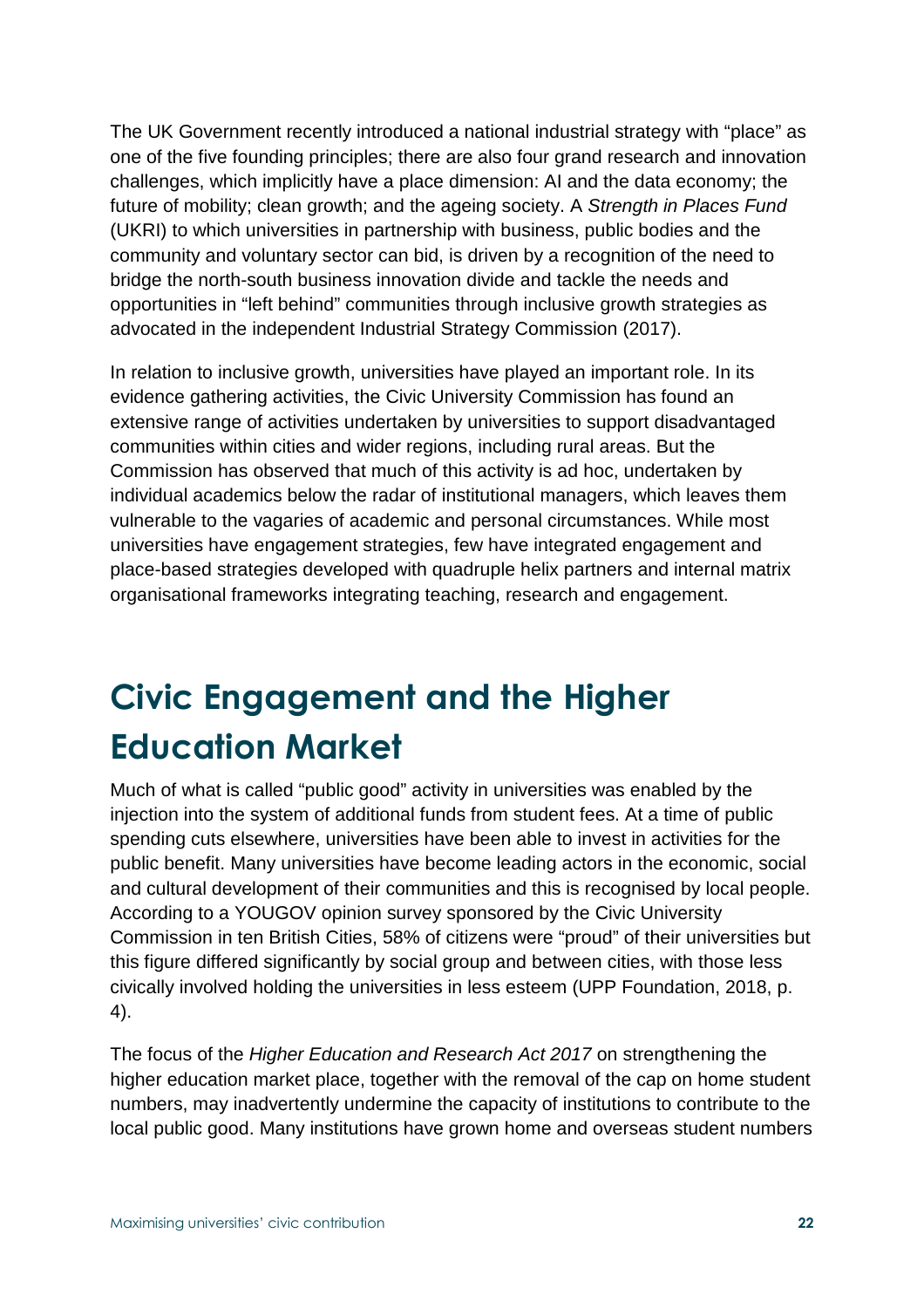The UK Government recently introduced a national industrial strategy with "place" as one of the five founding principles; there are also four grand research and innovation challenges, which implicitly have a place dimension: AI and the data economy; the future of mobility; clean growth; and the ageing society. A *Strength in Places Fund* (UKRI) to which universities in partnership with business, public bodies and the community and voluntary sector can bid, is driven by a recognition of the need to bridge the north-south business innovation divide and tackle the needs and opportunities in "left behind" communities through inclusive growth strategies as advocated in the independent Industrial Strategy Commission (2017).

In relation to inclusive growth, universities have played an important role. In its evidence gathering activities, the Civic University Commission has found an extensive range of activities undertaken by universities to support disadvantaged communities within cities and wider regions, including rural areas. But the Commission has observed that much of this activity is ad hoc, undertaken by individual academics below the radar of institutional managers, which leaves them vulnerable to the vagaries of academic and personal circumstances. While most universities have engagement strategies, few have integrated engagement and place-based strategies developed with quadruple helix partners and internal matrix organisational frameworks integrating teaching, research and engagement.

## Civic Engagement and the Higher Education Market

Much of what is called "public good" activity in universities was enabled by the injection into the system of additional funds from student fees. At a time of public spending cuts elsewhere, universities have been able to invest in activities for the public benefit. Many universities have become leading actors in the economic, social and cultural development of their communities and this is recognised by local people. According to a YOUGOV opinion survey sponsored by the Civic University Commission in ten British Cities, 58% of citizens were "proud" of their universities but this figure differed significantly by social group and between cities, with those less civically involved holding the universities in less esteem (UPP Foundation, 2018, p. 4).

The focus of the *Higher Education and Research Act 2017* on strengthening the higher education market place, together with the removal of the cap on home student numbers, may inadvertently undermine the capacity of institutions to contribute to the local public good. Many institutions have grown home and overseas student numbers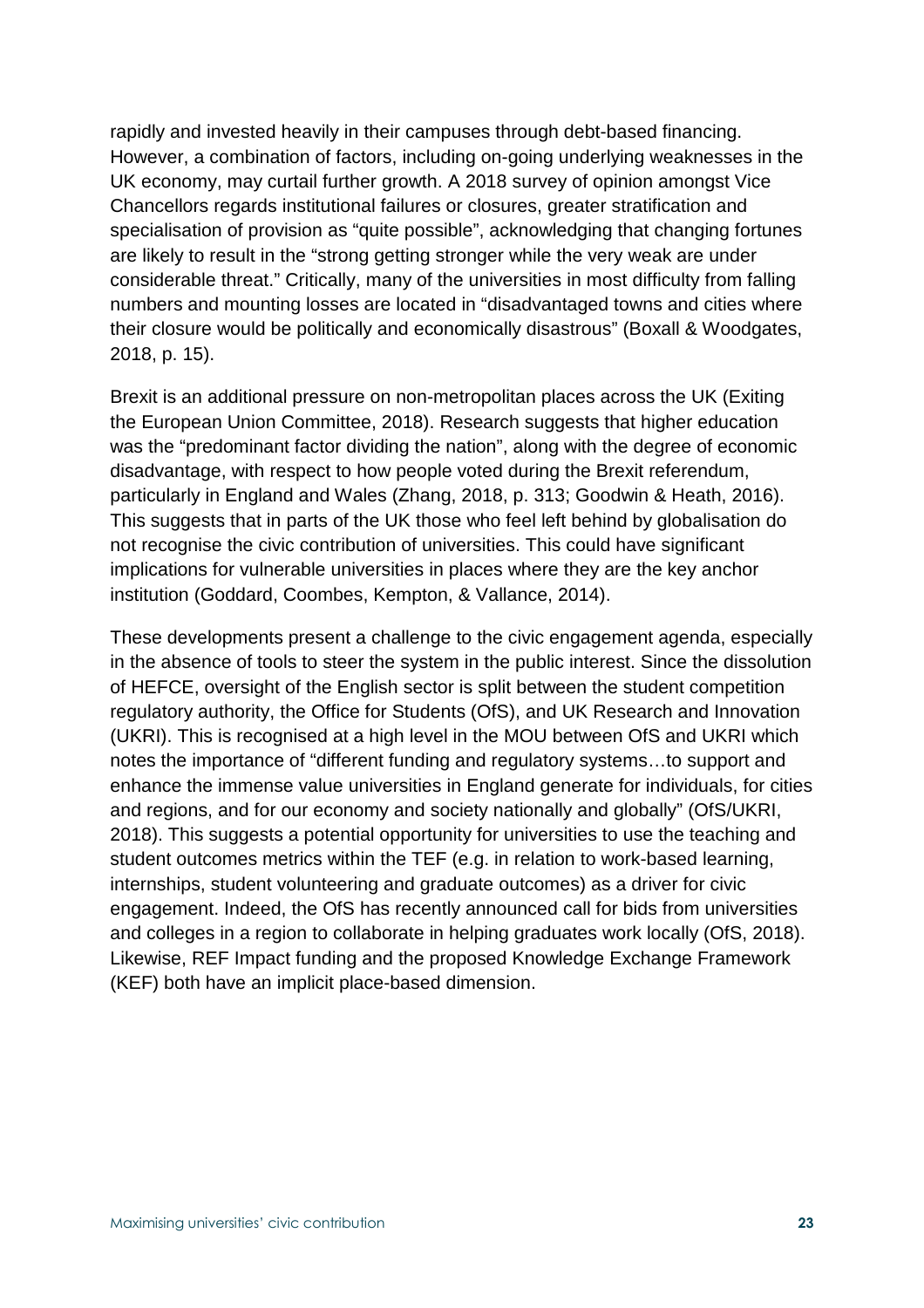rapidly and invested heavily in their campuses through debt-based financing. However, a combination of factors, including on-going underlying weaknesses in the UK economy, may curtail further growth. A 2018 survey of opinion amongst Vice Chancellors regards institutional failures or closures, greater stratification and specialisation of provision as "quite possible", acknowledging that changing fortunes are likely to result in the "strong getting stronger while the very weak are under considerable threat." Critically, many of the universities in most difficulty from falling numbers and mounting losses are located in "disadvantaged towns and cities where their closure would be politically and economically disastrous" (Boxall & Woodgates, 2018, p. 15).

Brexit is an additional pressure on non-metropolitan places across the UK (Exiting the European Union Committee, 2018). Research suggests that higher education was the "predominant factor dividing the nation", along with the degree of economic disadvantage, with respect to how people voted during the Brexit referendum, particularly in England and Wales (Zhang, 2018, p. 313; Goodwin & Heath, 2016). This suggests that in parts of the UK those who feel left behind by globalisation do not recognise the civic contribution of universities. This could have significant implications for vulnerable universities in places where they are the key anchor institution (Goddard, Coombes, Kempton, & Vallance, 2014).

These developments present a challenge to the civic engagement agenda, especially in the absence of tools to steer the system in the public interest. Since the dissolution of HEFCE, oversight of the English sector is split between the student competition regulatory authority, the Office for Students (OfS), and UK Research and Innovation (UKRI). This is recognised at a high level in the MOU between OfS and UKRI which notes the importance of "different funding and regulatory systems…to support and enhance the immense value universities in England generate for individuals, for cities and regions, and for our economy and society nationally and globally" (OfS/UKRI, 2018). This suggests a potential opportunity for universities to use the teaching and student outcomes metrics within the TEF (e.g. in relation to work-based learning, internships, student volunteering and graduate outcomes) as a driver for civic engagement. Indeed, the OfS has recently announced call for bids from universities and colleges in a region to collaborate in helping graduates work locally (OfS, 2018). Likewise, REF Impact funding and the proposed Knowledge Exchange Framework (KEF) both have an implicit place-based dimension.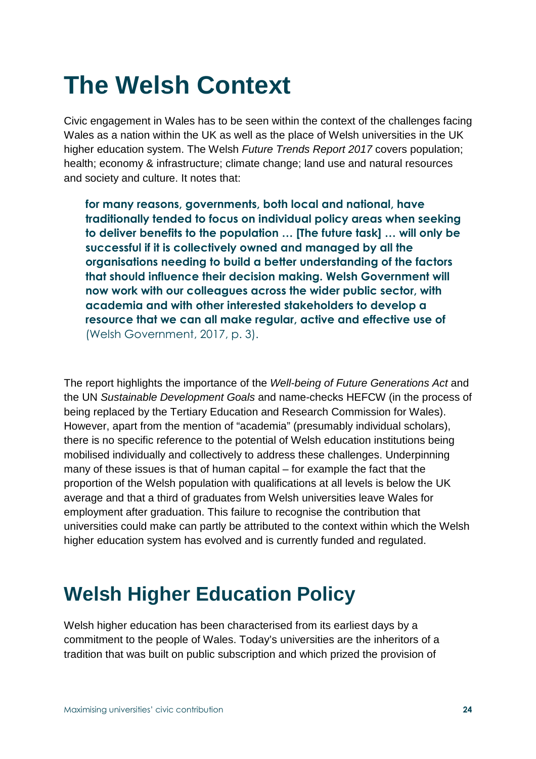# The Welsh Context

Civic engagement in Wales has to be seen within the context of the challenges facing Wales as a nation within the UK as well as the place of Welsh universities in the UK higher education system. The Welsh *Future Trends Report 2017* covers population; health; economy & infrastructure; climate change; land use and natural resources and society and culture. It notes that:

> **for many reasons, governments, both local and national, have traditionally tended to focus on individual policy areas when seeking to deliver benefits to the population … [The future task] … will only be successful if it is collectively owned and managed by all the organisations needing to build a better understanding of the factors that should influence their decision making. Welsh Government will now work with our colleagues across the wider public sector, with academia and with other interested stakeholders to develop a resource that we can all make regular, active and effective use of** (Welsh Government, 2017, p. 3).

The report highlights the importance of the *Well-being of Future Generations Act* and the UN *Sustainable Development Goals* and name-checks HEFCW (in the process of being replaced by the Tertiary Education and Research Commission for Wales). However, apart from the mention of "academia" (presumably individual scholars), there is no specific reference to the potential of Welsh education institutions being mobilised individually and collectively to address these challenges. Underpinning many of these issues is that of human capital – for example the fact that the proportion of the Welsh population with qualifications at all levels is below the UK average and that a third of graduates from Welsh universities leave Wales for employment after graduation. This failure to recognise the contribution that universities could make can partly be attributed to the context within which the Welsh higher education system has evolved and is currently funded and regulated.

## Welsh Higher Education Policy

Welsh higher education has been characterised from its earliest days by a commitment to the people of Wales. Today's universities are the inheritors of a tradition that was built on public subscription and which prized the provision of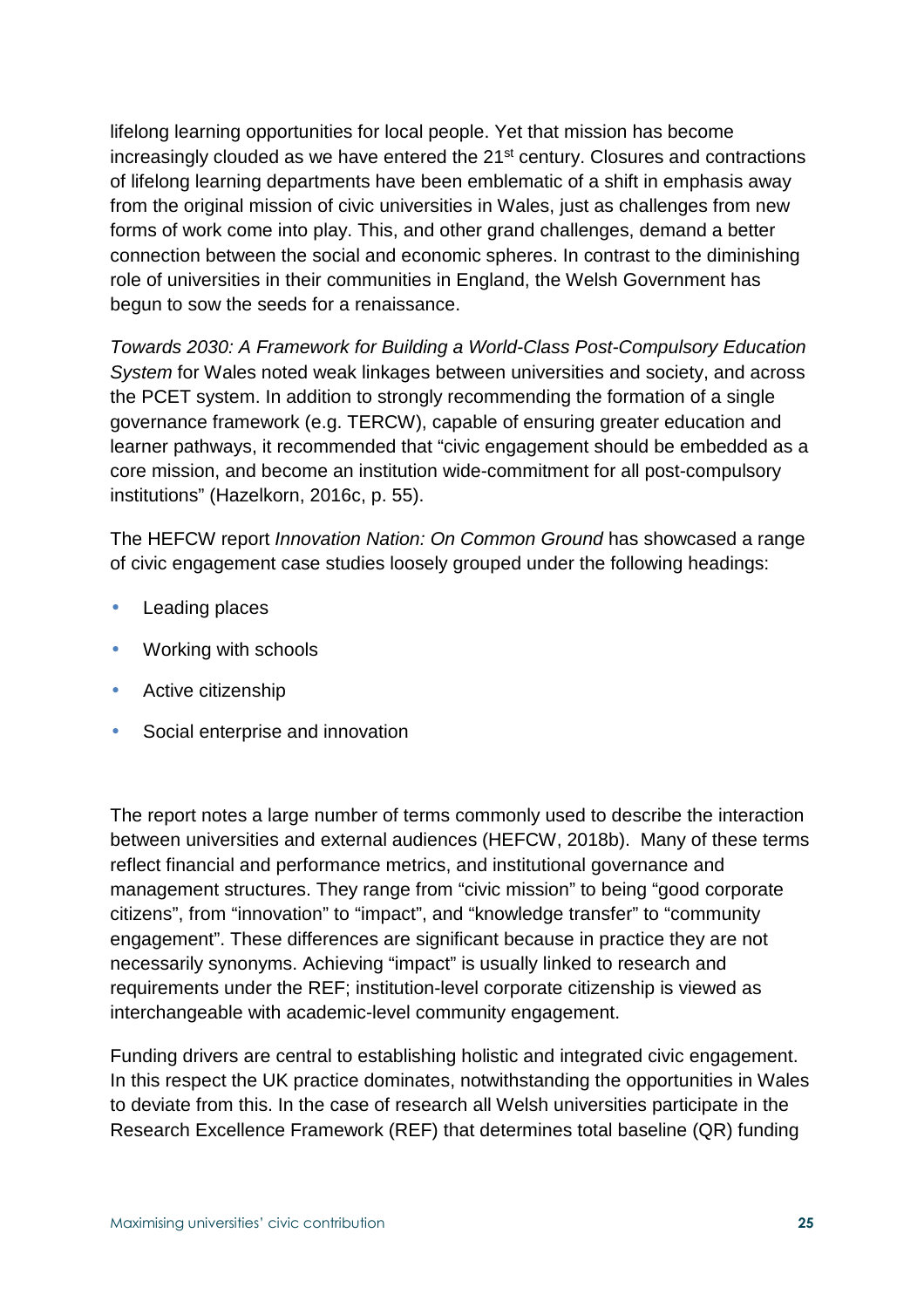lifelong learning opportunities for local people. Yet that mission has become increasingly clouded as we have entered the 21st century. Closures and contractions of lifelong learning departments have been emblematic of a shift in emphasis away from the original mission of civic universities in Wales, just as challenges from new forms of work come into play. This, and other grand challenges, demand a better connection between the social and economic spheres. In contrast to the diminishing role of universities in their communities in England, the Welsh Government has begun to sow the seeds for a renaissance.

*Towards 2030: A Framework for Building a World-Class Post-Compulsory Education System* for Wales noted weak linkages between universities and society, and across the PCET system. In addition to strongly recommending the formation of a single governance framework (e.g. TERCW), capable of ensuring greater education and learner pathways, it recommended that "civic engagement should be embedded as a core mission, and become an institution wide-commitment for all post-compulsory institutions" (Hazelkorn, 2016c, p. 55).

The HEFCW report *Innovation Nation: On Common Ground* has showcased a range of civic engagement case studies loosely grouped under the following headings:

- Leading places
- Working with schools
- Active citizenship
- Social enterprise and innovation

The report notes a large number of terms commonly used to describe the interaction between universities and external audiences (HEFCW, 2018b). Many of these terms reflect financial and performance metrics, and institutional governance and management structures. They range from "civic mission" to being "good corporate citizens", from "innovation" to "impact", and "knowledge transfer" to "community engagement". These differences are significant because in practice they are not necessarily synonyms. Achieving "impact" is usually linked to research and requirements under the REF; institution-level corporate citizenship is viewed as interchangeable with academic-level community engagement.

Funding drivers are central to establishing holistic and integrated civic engagement. In this respect the UK practice dominates, notwithstanding the opportunities in Wales to deviate from this. In the case of research all Welsh universities participate in the Research Excellence Framework (REF) that determines total baseline (QR) funding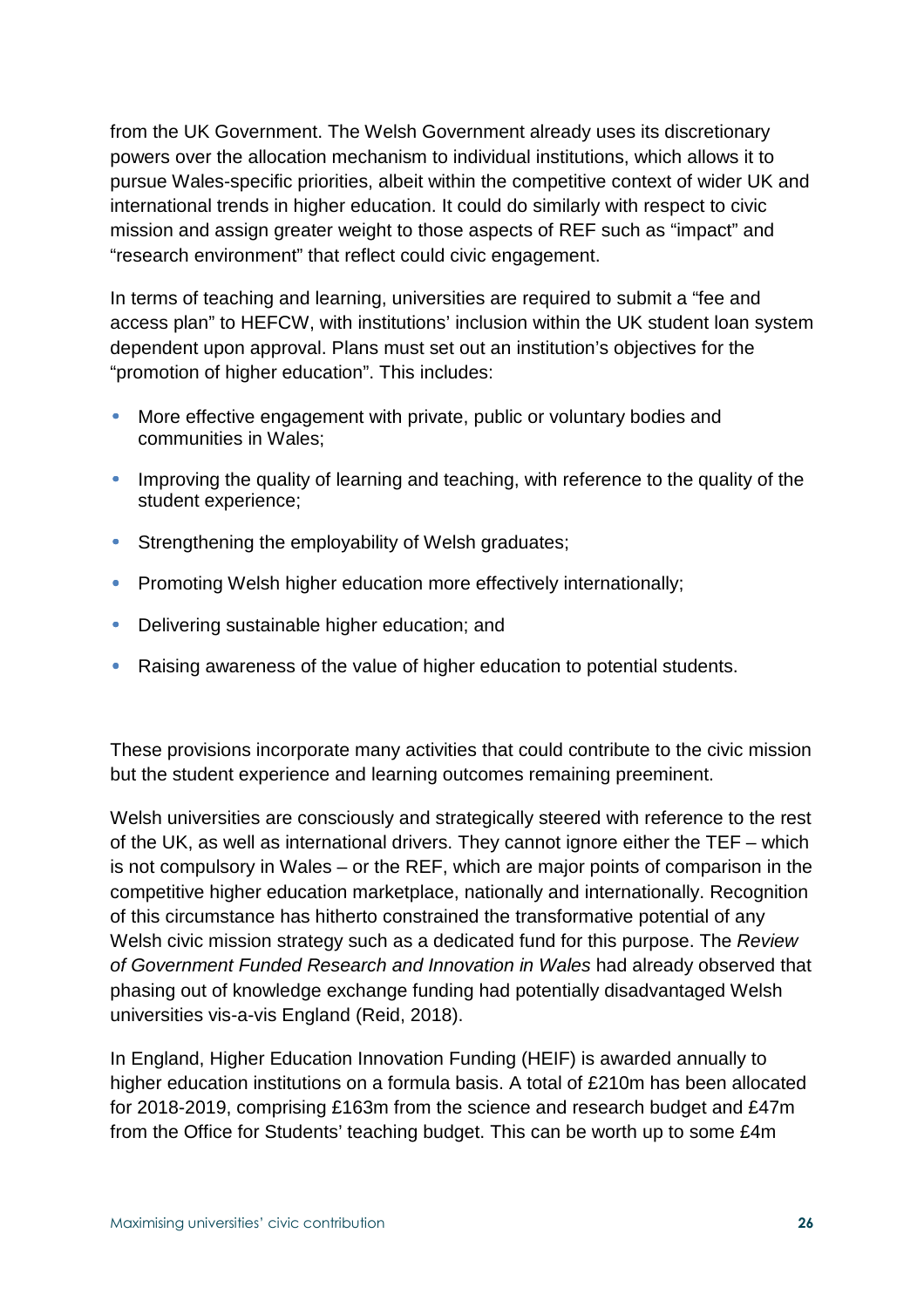from the UK Government. The Welsh Government already uses its discretionary powers over the allocation mechanism to individual institutions, which allows it to pursue Wales-specific priorities, albeit within the competitive context of wider UK and international trends in higher education. It could do similarly with respect to civic mission and assign greater weight to those aspects of REF such as “impact” and “research environment” that reflect could civic engagement.

In terms of teaching and learning, universities are required to submit a “fee and access plan” to HEFCW, with institutions’ inclusion within the UK student loan system dependent upon approval. Plans must set out an institution’s objectives for the “promotion of higher education”. This includes:

- More effective engagement with private, public or voluntary bodies and communities in Wales;
- Improving the quality of learning and teaching, with reference to the quality of the student experience;
- Strengthening the employability of Welsh graduates;
- Promoting Welsh higher education more effectively internationally;
- Delivering sustainable higher education; and
- Raising awareness of the value of higher education to potential students.

These provisions incorporate many activities that could contribute to the civic mission but the student experience and learning outcomes remaining preeminent.

Welsh universities are consciously and strategically steered with reference to the rest of the UK, as well as international drivers. They cannot ignore either the TEF – which is not compulsory in Wales – or the REF, which are major points of comparison in the competitive higher education marketplace, nationally and internationally. Recognition of this circumstance has hitherto constrained the transformative potential of any Welsh civic mission strategy such as a dedicated fund for this purpose. The *Review of Government Funded Research and Innovation in Wales* had already observed that phasing out of knowledge exchange funding had potentially disadvantaged Welsh universities vis-a-vis England (Reid, 2018).

In England, Higher Education Innovation Funding (HEIF) is awarded annually to higher education institutions on a formula basis. A total of £210m has been allocated for 2018-2019, comprising £163m from the science and research budget and £47m from the Office for Students’ teaching budget. This can be worth up to some £4m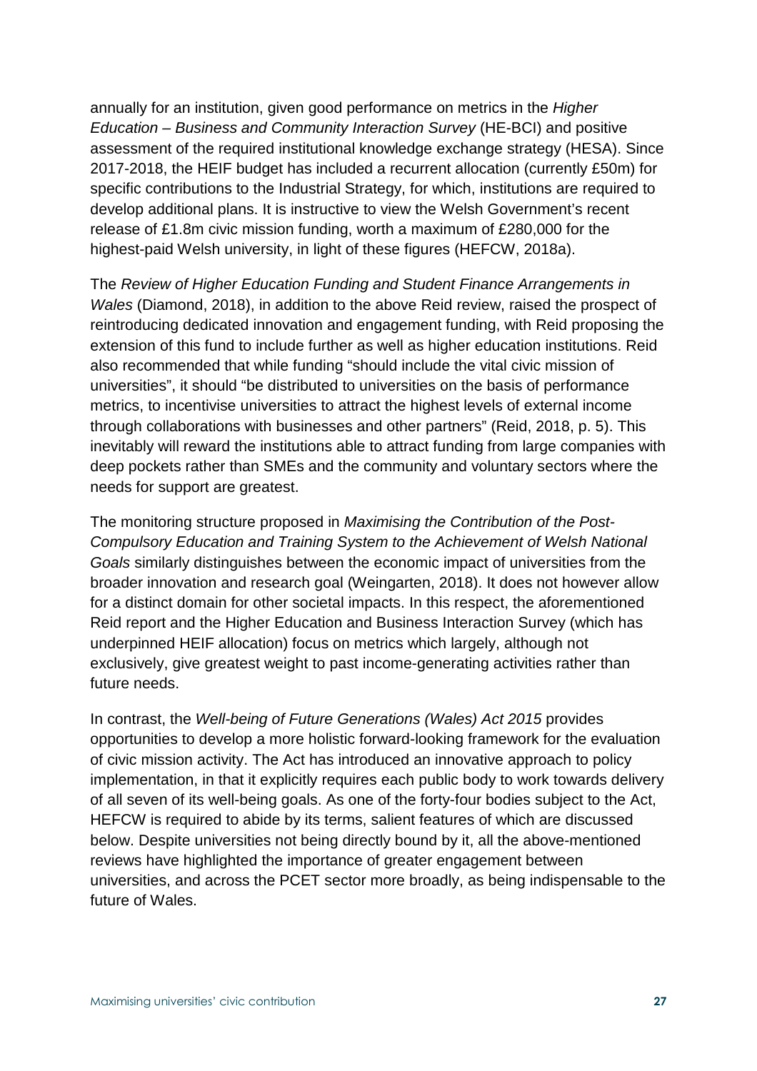annually for an institution, given good performance on metrics in the *Higher Education – Business and Community Interaction Survey* (HE-BCI) and positive assessment of the required institutional knowledge exchange strategy (HESA). Since 2017-2018, the HEIF budget has included a recurrent allocation (currently £50m) for specific contributions to the Industrial Strategy, for which, institutions are required to develop additional plans. It is instructive to view the Welsh Government's recent release of £1.8m civic mission funding, worth a maximum of £280,000 for the highest-paid Welsh university, in light of these figures (HEFCW, 2018a).

The *Review of Higher Education Funding and Student Finance Arrangements in Wales* (Diamond, 2018), in addition to the above Reid review, raised the prospect of reintroducing dedicated innovation and engagement funding, with Reid proposing the extension of this fund to include further as well as higher education institutions. Reid also recommended that while funding "should include the vital civic mission of universities", it should "be distributed to universities on the basis of performance metrics, to incentivise universities to attract the highest levels of external income through collaborations with businesses and other partners" (Reid, 2018, p. 5). This inevitably will reward the institutions able to attract funding from large companies with deep pockets rather than SMEs and the community and voluntary sectors where the needs for support are greatest.

The monitoring structure proposed in *Maximising the Contribution of the Post-Compulsory Education and Training System to the Achievement of Welsh National Goals* similarly distinguishes between the economic impact of universities from the broader innovation and research goal (Weingarten, 2018). It does not however allow for a distinct domain for other societal impacts. In this respect, the aforementioned Reid report and the Higher Education and Business Interaction Survey (which has underpinned HEIF allocation) focus on metrics which largely, although not exclusively, give greatest weight to past income-generating activities rather than future needs.

In contrast, the *Well-being of Future Generations (Wales) Act 2015* provides opportunities to develop a more holistic forward-looking framework for the evaluation of civic mission activity. The Act has introduced an innovative approach to policy implementation, in that it explicitly requires each public body to work towards delivery of all seven of its well-being goals. As one of the forty-four bodies subject to the Act, HEFCW is required to abide by its terms, salient features of which are discussed below. Despite universities not being directly bound by it, all the above-mentioned reviews have highlighted the importance of greater engagement between universities, and across the PCET sector more broadly, as being indispensable to the future of Wales.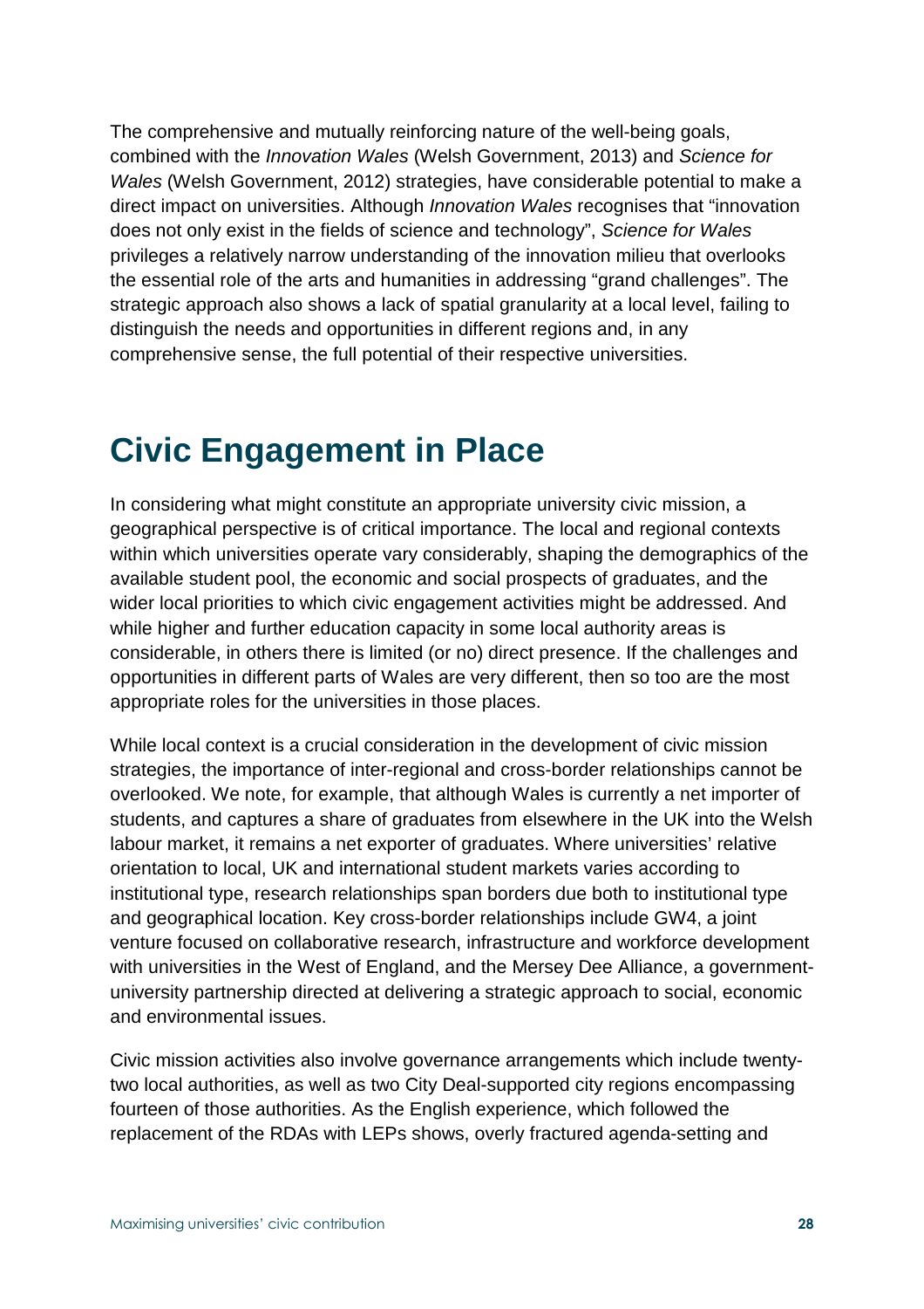The comprehensive and mutually reinforcing nature of the well-being goals, combined with the *Innovation Wales* (Welsh Government, 2013) and *Science for Wales* (Welsh Government, 2012) strategies, have considerable potential to make a direct impact on universities. Although *Innovation Wales* recognises that "innovation does not only exist in the fields of science and technology", *Science for Wales* privileges a relatively narrow understanding of the innovation milieu that overlooks the essential role of the arts and humanities in addressing "grand challenges". The strategic approach also shows a lack of spatial granularity at a local level, failing to distinguish the needs and opportunities in different regions and, in any comprehensive sense, the full potential of their respective universities.

# Civic Engagement in Place

In considering what might constitute an appropriate university civic mission, a geographical perspective is of critical importance. The local and regional contexts within which universities operate vary considerably, shaping the demographics of the available student pool, the economic and social prospects of graduates, and the wider local priorities to which civic engagement activities might be addressed. And while higher and further education capacity in some local authority areas is considerable, in others there is limited (or no) direct presence. If the challenges and opportunities in different parts of Wales are very different, then so too are the most appropriate roles for the universities in those places.

While local context is a crucial consideration in the development of civic mission strategies, the importance of inter-regional and cross-border relationships cannot be overlooked. We note, for example, that although Wales is currently a net importer of students, and captures a share of graduates from elsewhere in the UK into the Welsh labour market, it remains a net exporter of graduates. Where universities' relative orientation to local, UK and international student markets varies according to institutional type, research relationships span borders due both to institutional type and geographical location. Key cross-border relationships include GW4, a joint venture focused on collaborative research, infrastructure and workforce development with universities in the West of England, and the Mersey Dee Alliance, a government-university partnership directed at delivering a strategic approach to social, economic and environmental issues.

Civic mission activities also involve governance arrangements which include twenty-two local authorities, as well as two City Deal-supported city regions encompassing fourteen of those authorities. As the English experience, which followed the replacement of the RDAs with LEPs shows, overly fractured agenda-setting and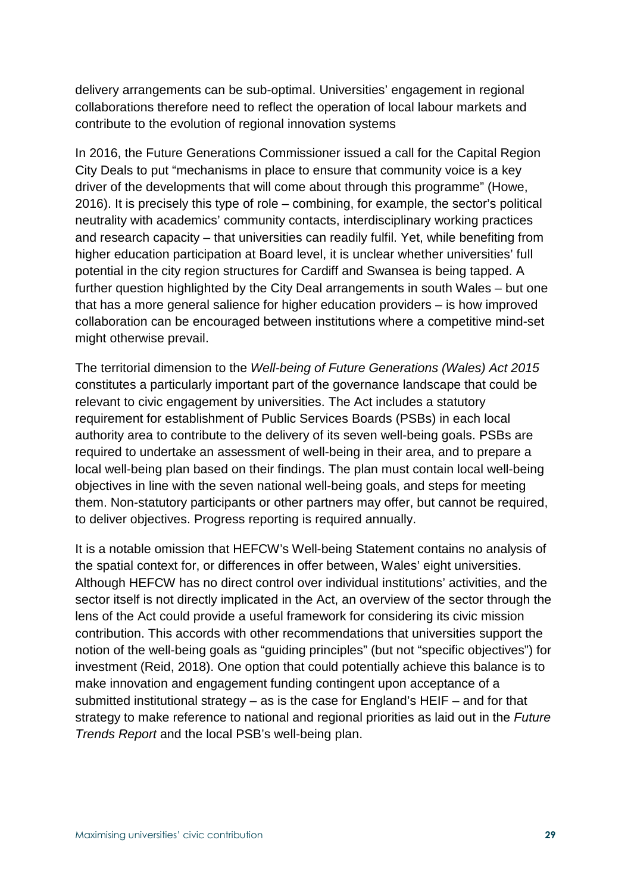delivery arrangements can be sub-optimal. Universities' engagement in regional collaborations therefore need to reflect the operation of local labour markets and contribute to the evolution of regional innovation systems

In 2016, the Future Generations Commissioner issued a call for the Capital Region City Deals to put "mechanisms in place to ensure that community voice is a key driver of the developments that will come about through this programme" (Howe, 2016). It is precisely this type of role – combining, for example, the sector's political neutrality with academics' community contacts, interdisciplinary working practices and research capacity – that universities can readily fulfil. Yet, while benefiting from higher education participation at Board level, it is unclear whether universities' full potential in the city region structures for Cardiff and Swansea is being tapped. A further question highlighted by the City Deal arrangements in south Wales – but one that has a more general salience for higher education providers – is how improved collaboration can be encouraged between institutions where a competitive mind-set might otherwise prevail.

The territorial dimension to the *Well-being of Future Generations (Wales) Act 2015* constitutes a particularly important part of the governance landscape that could be relevant to civic engagement by universities. The Act includes a statutory requirement for establishment of Public Services Boards (PSBs) in each local authority area to contribute to the delivery of its seven well-being goals. PSBs are required to undertake an assessment of well-being in their area, and to prepare a local well-being plan based on their findings. The plan must contain local well-being objectives in line with the seven national well-being goals, and steps for meeting them. Non-statutory participants or other partners may offer, but cannot be required, to deliver objectives. Progress reporting is required annually.

It is a notable omission that HEFCW's Well-being Statement contains no analysis of the spatial context for, or differences in offer between, Wales' eight universities. Although HEFCW has no direct control over individual institutions' activities, and the sector itself is not directly implicated in the Act, an overview of the sector through the lens of the Act could provide a useful framework for considering its civic mission contribution. This accords with other recommendations that universities support the notion of the well-being goals as "guiding principles" (but not "specific objectives") for investment (Reid, 2018). One option that could potentially achieve this balance is to make innovation and engagement funding contingent upon acceptance of a submitted institutional strategy – as is the case for England's HEIF – and for that strategy to make reference to national and regional priorities as laid out in the *Future Trends Report* and the local PSB's well-being plan.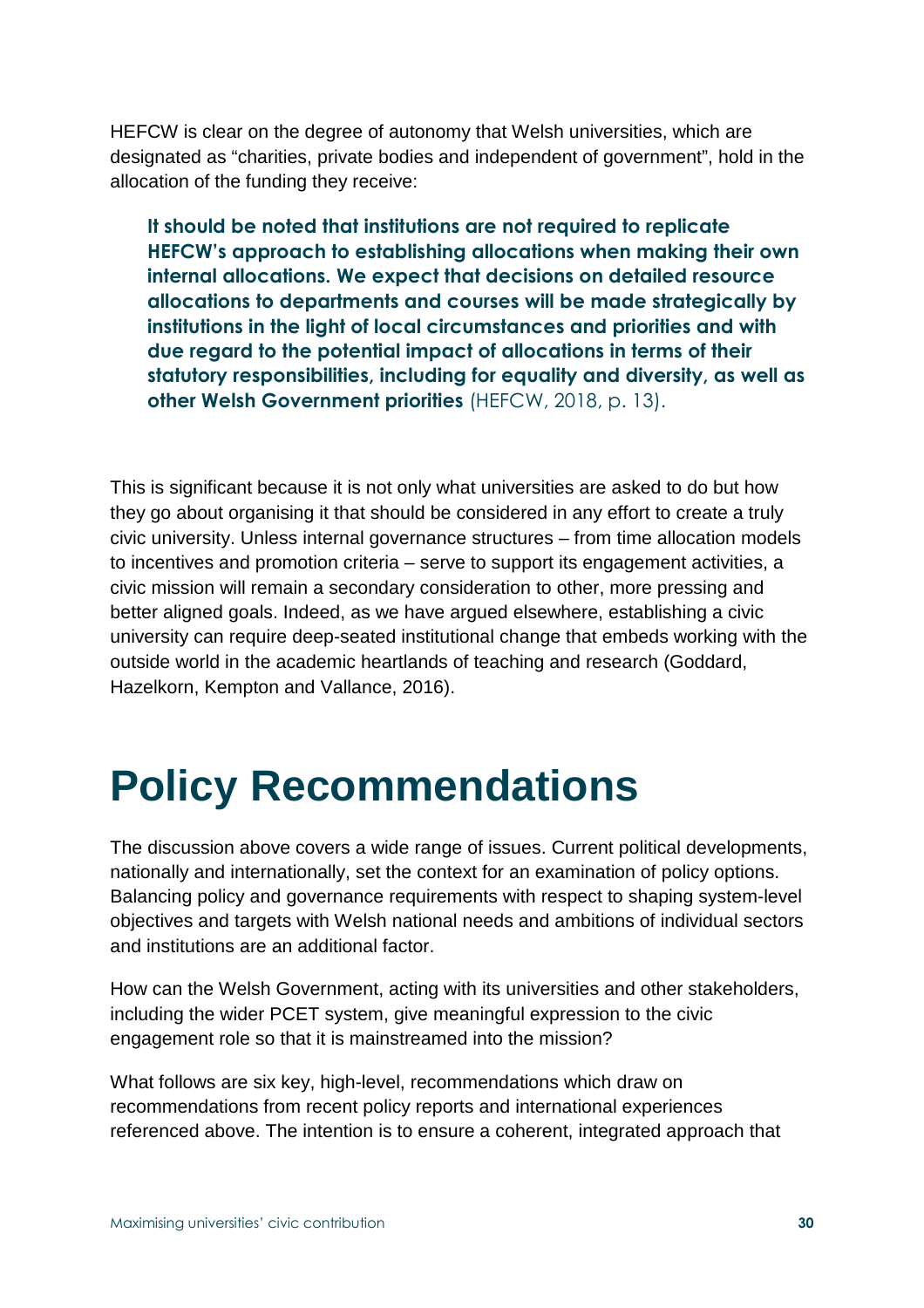HEFCW is clear on the degree of autonomy that Welsh universities, which are designated as "charities, private bodies and independent of government", hold in the allocation of the funding they receive:

> **It should be noted that institutions are not required to replicate HEFCW's approach to establishing allocations when making their own internal allocations. We expect that decisions on detailed resource allocations to departments and courses will be made strategically by institutions in the light of local circumstances and priorities and with due regard to the potential impact of allocations in terms of their statutory responsibilities, including for equality and diversity, as well as other Welsh Government priorities** (HEFCW, 2018, p. 13).

This is significant because it is not only what universities are asked to do but how they go about organising it that should be considered in any effort to create a truly civic university. Unless internal governance structures – from time allocation models to incentives and promotion criteria – serve to support its engagement activities, a civic mission will remain a secondary consideration to other, more pressing and better aligned goals. Indeed, as we have argued elsewhere, establishing a civic university can require deep-seated institutional change that embeds working with the outside world in the academic heartlands of teaching and research (Goddard, Hazelkorn, Kempton and Vallance, 2016).

# Policy Recommendations

The discussion above covers a wide range of issues. Current political developments, nationally and internationally, set the context for an examination of policy options. Balancing policy and governance requirements with respect to shaping system-level objectives and targets with Welsh national needs and ambitions of individual sectors and institutions are an additional factor.

How can the Welsh Government, acting with its universities and other stakeholders, including the wider PCET system, give meaningful expression to the civic engagement role so that it is mainstreamed into the mission?

What follows are six key, high-level, recommendations which draw on recommendations from recent policy reports and international experiences referenced above. The intention is to ensure a coherent, integrated approach that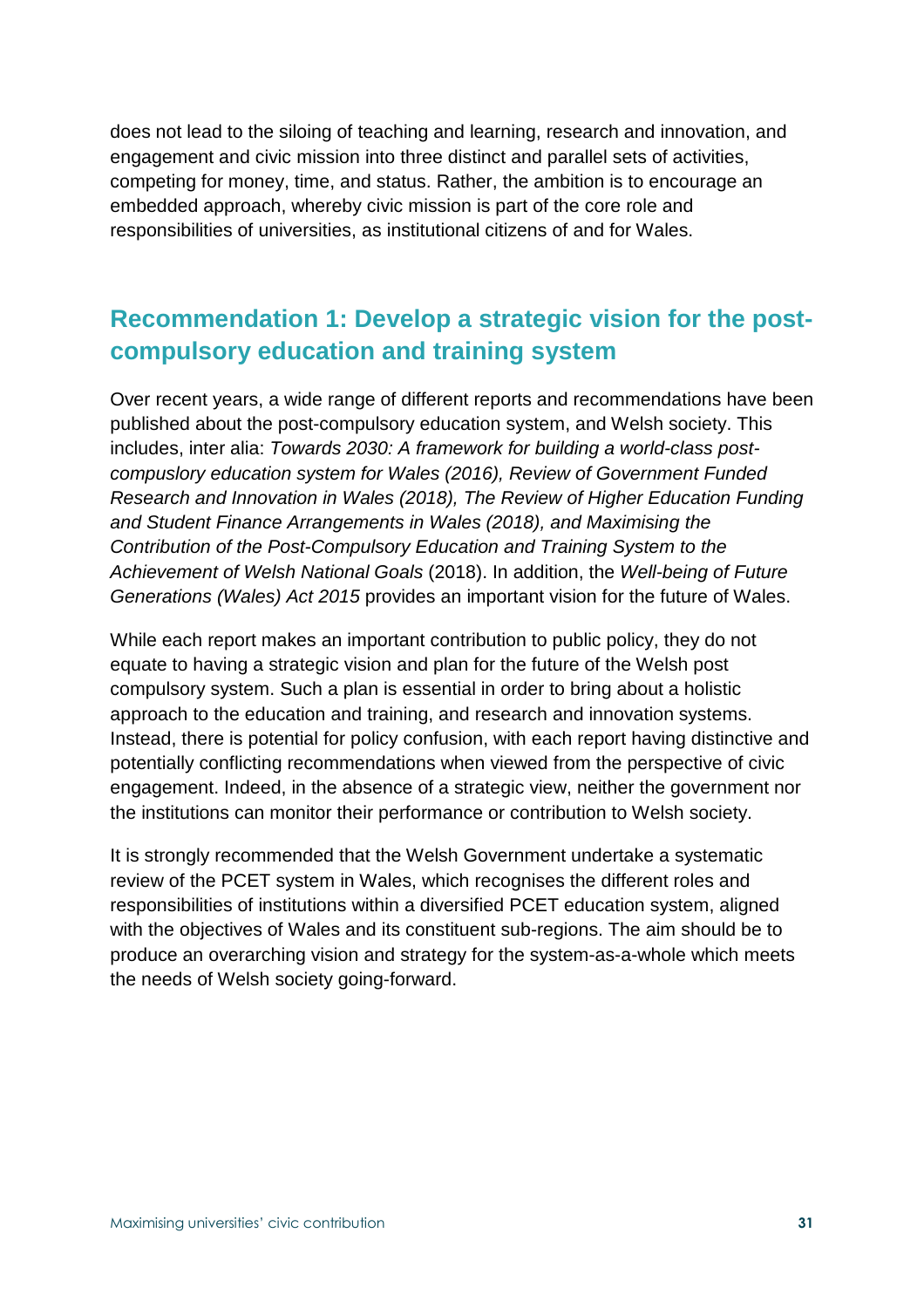does not lead to the siloing of teaching and learning, research and innovation, and engagement and civic mission into three distinct and parallel sets of activities, competing for money, time, and status. Rather, the ambition is to encourage an embedded approach, whereby civic mission is part of the core role and responsibilities of universities, as institutional citizens of and for Wales.

## Recommendation 1: Develop a strategic vision for the post-compulsory education and training system

Over recent years, a wide range of different reports and recommendations have been published about the post-compulsory education system, and Welsh society. This includes, inter alia: *Towards 2030: A framework for building a world-class post-compuslory education system for Wales (2016), Review of Government Funded Research and Innovation in Wales (2018), The Review of Higher Education Funding and Student Finance Arrangements in Wales (2018), and Maximising the Contribution of the Post-Compulsory Education and Training System to the Achievement of Welsh National Goals* (2018). In addition, the *Well-being of Future Generations (Wales) Act 2015* provides an important vision for the future of Wales.

While each report makes an important contribution to public policy, they do not equate to having a strategic vision and plan for the future of the Welsh post compulsory system. Such a plan is essential in order to bring about a holistic approach to the education and training, and research and innovation systems. Instead, there is potential for policy confusion, with each report having distinctive and potentially conflicting recommendations when viewed from the perspective of civic engagement. Indeed, in the absence of a strategic view, neither the government nor the institutions can monitor their performance or contribution to Welsh society.

It is strongly recommended that the Welsh Government undertake a systematic review of the PCET system in Wales, which recognises the different roles and responsibilities of institutions within a diversified PCET education system, aligned with the objectives of Wales and its constituent sub-regions. The aim should be to produce an overarching vision and strategy for the system-as-a-whole which meets the needs of Welsh society going-forward.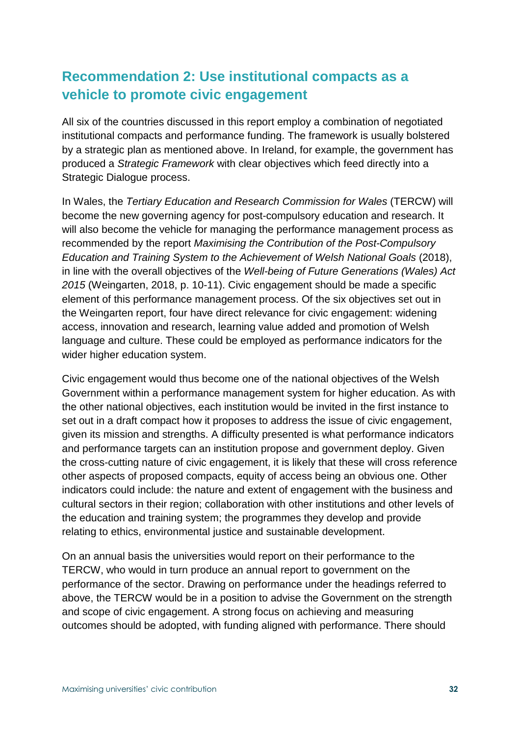## Recommendation 2: Use institutional compacts as a vehicle to promote civic engagement

All six of the countries discussed in this report employ a combination of negotiated institutional compacts and performance funding. The framework is usually bolstered by a strategic plan as mentioned above. In Ireland, for example, the government has produced a *Strategic Framework* with clear objectives which feed directly into a Strategic Dialogue process.

In Wales, the *Tertiary Education and Research Commission for Wales* (TERCW) will become the new governing agency for post-compulsory education and research. It will also become the vehicle for managing the performance management process as recommended by the report *Maximising the Contribution of the Post-Compulsory Education and Training System to the Achievement of Welsh National Goals* (2018), in line with the overall objectives of the *Well-being of Future Generations (Wales) Act 2015* (Weingarten, 2018, p. 10-11). Civic engagement should be made a specific element of this performance management process. Of the six objectives set out in the Weingarten report, four have direct relevance for civic engagement: widening access, innovation and research, learning value added and promotion of Welsh language and culture. These could be employed as performance indicators for the wider higher education system.

Civic engagement would thus become one of the national objectives of the Welsh Government within a performance management system for higher education. As with the other national objectives, each institution would be invited in the first instance to set out in a draft compact how it proposes to address the issue of civic engagement, given its mission and strengths. A difficulty presented is what performance indicators and performance targets can an institution propose and government deploy. Given the cross-cutting nature of civic engagement, it is likely that these will cross reference other aspects of proposed compacts, equity of access being an obvious one. Other indicators could include: the nature and extent of engagement with the business and cultural sectors in their region; collaboration with other institutions and other levels of the education and training system; the programmes they develop and provide relating to ethics, environmental justice and sustainable development.

On an annual basis the universities would report on their performance to the TERCW, who would in turn produce an annual report to government on the performance of the sector. Drawing on performance under the headings referred to above, the TERCW would be in a position to advise the Government on the strength and scope of civic engagement. A strong focus on achieving and measuring outcomes should be adopted, with funding aligned with performance. There should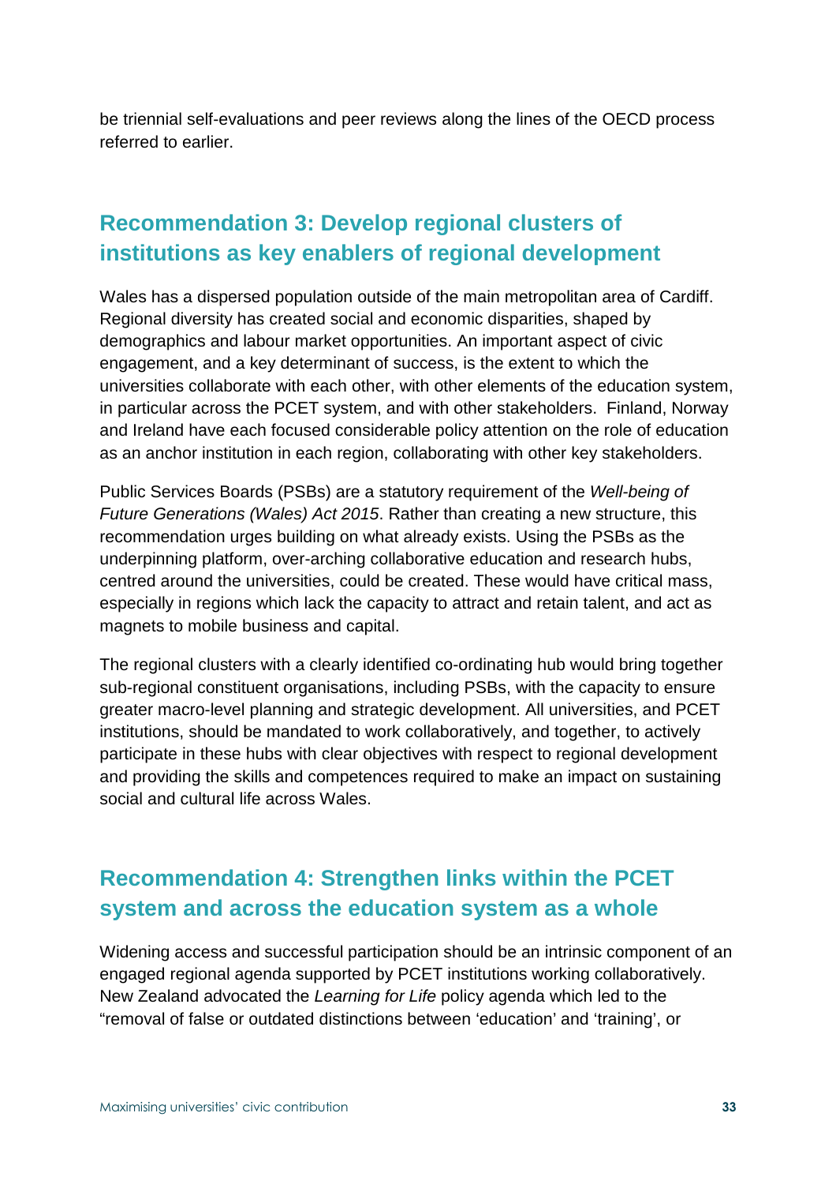be triennial self-evaluations and peer reviews along the lines of the OECD process referred to earlier.

## Recommendation 3: Develop regional clusters of institutions as key enablers of regional development

Wales has a dispersed population outside of the main metropolitan area of Cardiff. Regional diversity has created social and economic disparities, shaped by demographics and labour market opportunities. An important aspect of civic engagement, and a key determinant of success, is the extent to which the universities collaborate with each other, with other elements of the education system, in particular across the PCET system, and with other stakeholders.  Finland, Norway and Ireland have each focused considerable policy attention on the role of education as an anchor institution in each region, collaborating with other key stakeholders.

Public Services Boards (PSBs) are a statutory requirement of the *Well-being of Future Generations (Wales) Act 2015*. Rather than creating a new structure, this recommendation urges building on what already exists. Using the PSBs as the underpinning platform, over-arching collaborative education and research hubs, centred around the universities, could be created. These would have critical mass, especially in regions which lack the capacity to attract and retain talent, and act as magnets to mobile business and capital.

The regional clusters with a clearly identified co-ordinating hub would bring together sub-regional constituent organisations, including PSBs, with the capacity to ensure greater macro-level planning and strategic development. All universities, and PCET institutions, should be mandated to work collaboratively, and together, to actively participate in these hubs with clear objectives with respect to regional development and providing the skills and competences required to make an impact on sustaining social and cultural life across Wales.

## Recommendation 4: Strengthen links within the PCET system and across the education system as a whole

Widening access and successful participation should be an intrinsic component of an engaged regional agenda supported by PCET institutions working collaboratively. New Zealand advocated the *Learning for Life* policy agenda which led to the "removal of false or outdated distinctions between 'education' and 'training', or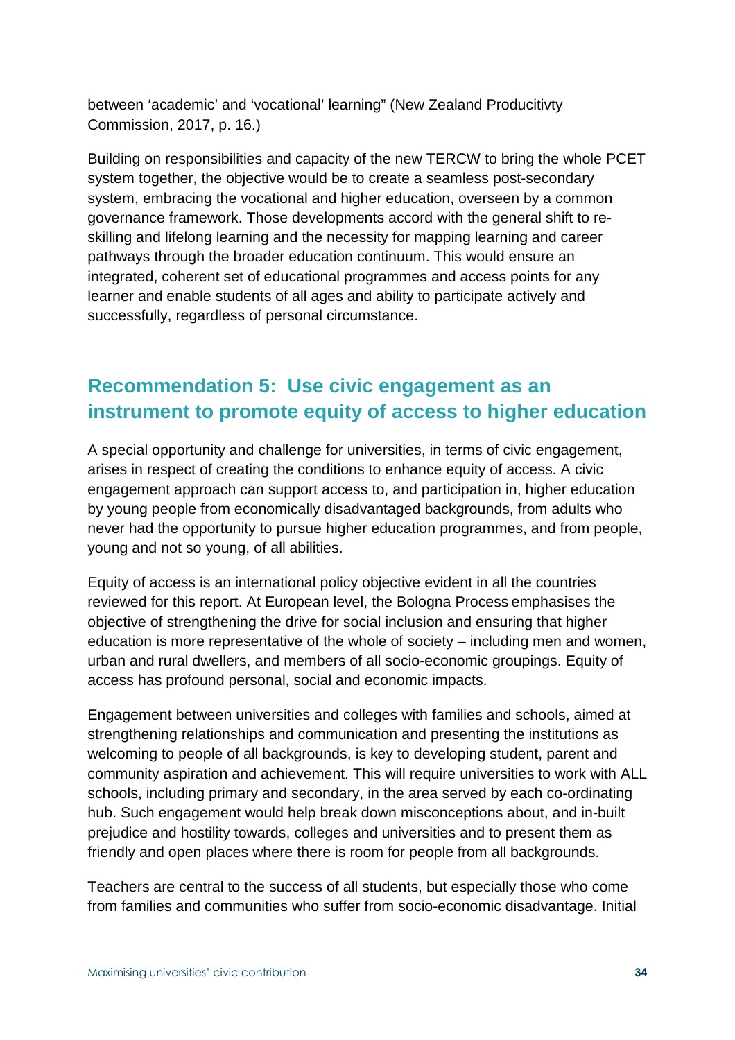between 'academic' and 'vocational' learning" (New Zealand Producitivty Commission, 2017, p. 16.)

Building on responsibilities and capacity of the new TERCW to bring the whole PCET system together, the objective would be to create a seamless post-secondary system, embracing the vocational and higher education, overseen by a common governance framework. Those developments accord with the general shift to re-skilling and lifelong learning and the necessity for mapping learning and career pathways through the broader education continuum. This would ensure an integrated, coherent set of educational programmes and access points for any learner and enable students of all ages and ability to participate actively and successfully, regardless of personal circumstance.

## Recommendation 5: Use civic engagement as an instrument to promote equity of access to higher education

A special opportunity and challenge for universities, in terms of civic engagement, arises in respect of creating the conditions to enhance equity of access. A civic engagement approach can support access to, and participation in, higher education by young people from economically disadvantaged backgrounds, from adults who never had the opportunity to pursue higher education programmes, and from people, young and not so young, of all abilities.

Equity of access is an international policy objective evident in all the countries reviewed for this report. At European level, the Bologna Process emphasises the objective of strengthening the drive for social inclusion and ensuring that higher education is more representative of the whole of society – including men and women, urban and rural dwellers, and members of all socio-economic groupings. Equity of access has profound personal, social and economic impacts.

Engagement between universities and colleges with families and schools, aimed at strengthening relationships and communication and presenting the institutions as welcoming to people of all backgrounds, is key to developing student, parent and community aspiration and achievement. This will require universities to work with ALL schools, including primary and secondary, in the area served by each co-ordinating hub. Such engagement would help break down misconceptions about, and in-built prejudice and hostility towards, colleges and universities and to present them as friendly and open places where there is room for people from all backgrounds.

Teachers are central to the success of all students, but especially those who come from families and communities who suffer from socio-economic disadvantage. Initial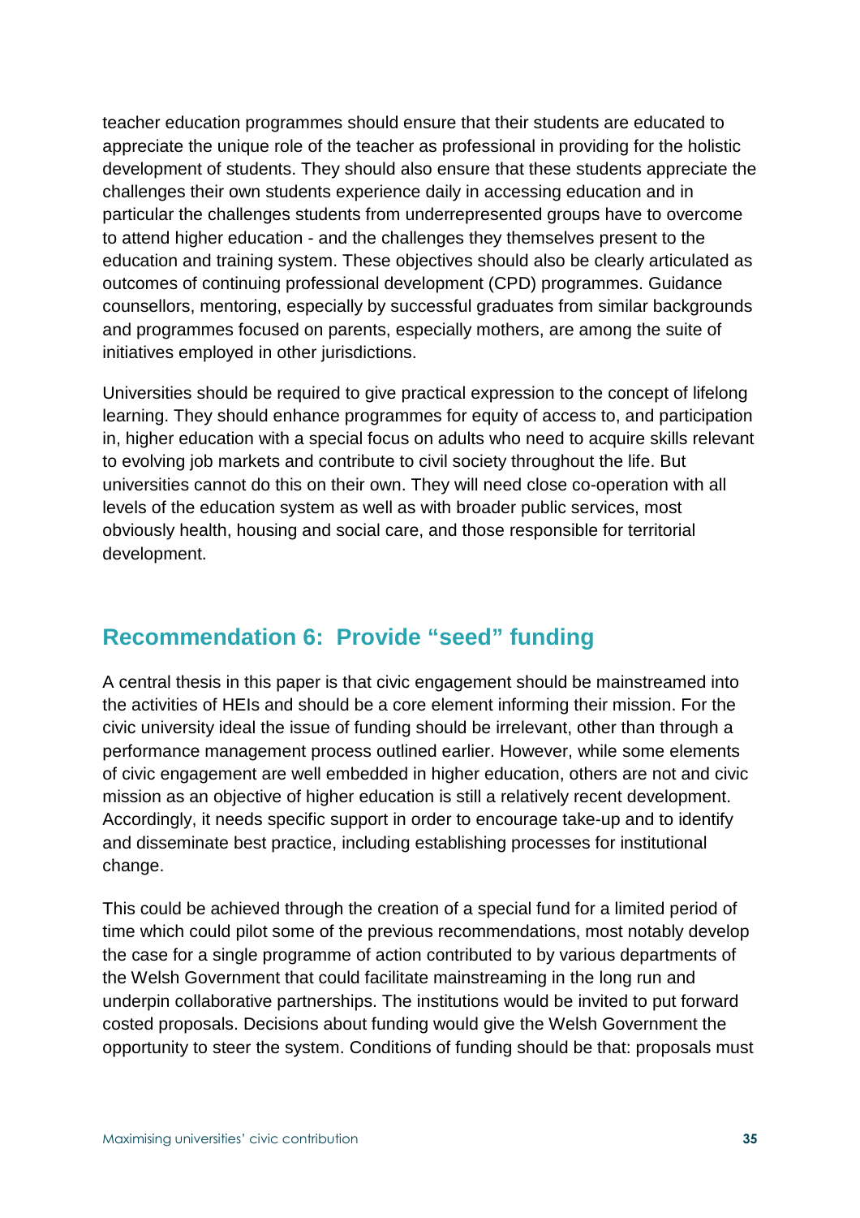teacher education programmes should ensure that their students are educated to appreciate the unique role of the teacher as professional in providing for the holistic development of students. They should also ensure that these students appreciate the challenges their own students experience daily in accessing education and in particular the challenges students from underrepresented groups have to overcome to attend higher education - and the challenges they themselves present to the education and training system. These objectives should also be clearly articulated as outcomes of continuing professional development (CPD) programmes. Guidance counsellors, mentoring, especially by successful graduates from similar backgrounds and programmes focused on parents, especially mothers, are among the suite of initiatives employed in other jurisdictions.

Universities should be required to give practical expression to the concept of lifelong learning. They should enhance programmes for equity of access to, and participation in, higher education with a special focus on adults who need to acquire skills relevant to evolving job markets and contribute to civil society throughout the life. But universities cannot do this on their own. They will need close co-operation with all levels of the education system as well as with broader public services, most obviously health, housing and social care, and those responsible for territorial development.

## Recommendation 6: Provide "seed" funding

A central thesis in this paper is that civic engagement should be mainstreamed into the activities of HEIs and should be a core element informing their mission. For the civic university ideal the issue of funding should be irrelevant, other than through a performance management process outlined earlier. However, while some elements of civic engagement are well embedded in higher education, others are not and civic mission as an objective of higher education is still a relatively recent development. Accordingly, it needs specific support in order to encourage take-up and to identify and disseminate best practice, including establishing processes for institutional change.

This could be achieved through the creation of a special fund for a limited period of time which could pilot some of the previous recommendations, most notably develop the case for a single programme of action contributed to by various departments of the Welsh Government that could facilitate mainstreaming in the long run and underpin collaborative partnerships. The institutions would be invited to put forward costed proposals. Decisions about funding would give the Welsh Government the opportunity to steer the system. Conditions of funding should be that: proposals must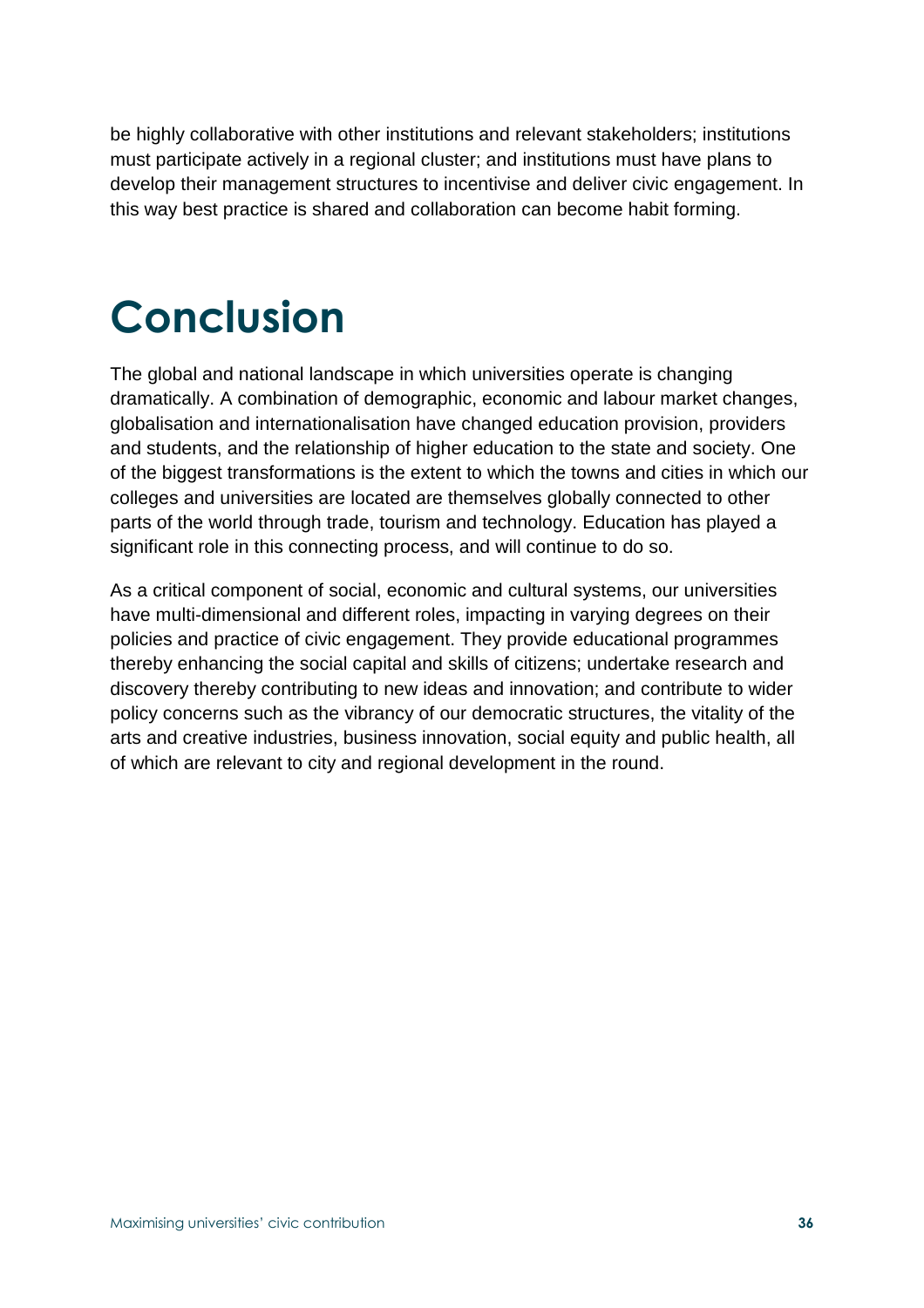be highly collaborative with other institutions and relevant stakeholders; institutions must participate actively in a regional cluster; and institutions must have plans to develop their management structures to incentivise and deliver civic engagement. In this way best practice is shared and collaboration can become habit forming.

# Conclusion

The global and national landscape in which universities operate is changing dramatically. A combination of demographic, economic and labour market changes, globalisation and internationalisation have changed education provision, providers and students, and the relationship of higher education to the state and society. One of the biggest transformations is the extent to which the towns and cities in which our colleges and universities are located are themselves globally connected to other parts of the world through trade, tourism and technology. Education has played a significant role in this connecting process, and will continue to do so.

As a critical component of social, economic and cultural systems, our universities have multi-dimensional and different roles, impacting in varying degrees on their policies and practice of civic engagement. They provide educational programmes thereby enhancing the social capital and skills of citizens; undertake research and discovery thereby contributing to new ideas and innovation; and contribute to wider policy concerns such as the vibrancy of our democratic structures, the vitality of the arts and creative industries, business innovation, social equity and public health, all of which are relevant to city and regional development in the round.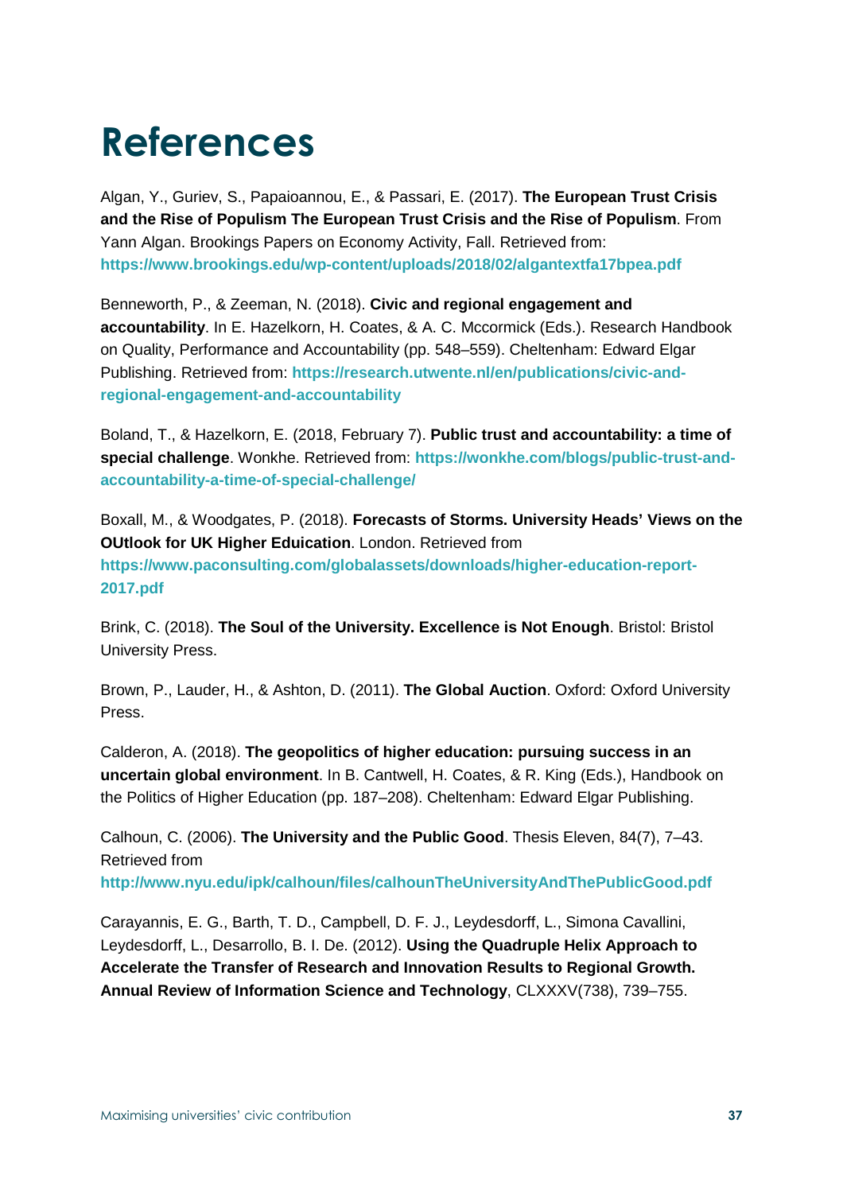# References

Algan, Y., Guriev, S., Papaioannou, E., & Passari, E. (2017). **The European Trust Crisis and the Rise of Populism The European Trust Crisis and the Rise of Populism**. From Yann Algan. Brookings Papers on Economy Activity, Fall. Retrieved from: **https://www.brookings.edu/wp-content/uploads/2018/02/algantextfa17bpea.pdf**

Benneworth, P., & Zeeman, N. (2018). **Civic and regional engagement and accountability**. In E. Hazelkorn, H. Coates, & A. C. Mccormick (Eds.). Research Handbook on Quality, Performance and Accountability (pp. 548–559). Cheltenham: Edward Elgar Publishing. Retrieved from: **https://research.utwente.nl/en/publications/civic-and-regional-engagement-and-accountability**

Boland, T., & Hazelkorn, E. (2018, February 7). **Public trust and accountability: a time of special challenge**. Wonkhe. Retrieved from: **https://wonkhe.com/blogs/public-trust-and-accountability-a-time-of-special-challenge/**

Boxall, M., & Woodgates, P. (2018). **Forecasts of Storms. University Heads' Views on the OUtlook for UK Higher Eduication**. London. Retrieved from **https://www.paconsulting.com/globalassets/downloads/higher-education-report-2017.pdf**

Brink, C. (2018). **The Soul of the University. Excellence is Not Enough**. Bristol: Bristol University Press.

Brown, P., Lauder, H., & Ashton, D. (2011). **The Global Auction**. Oxford: Oxford University Press.

Calderon, A. (2018). **The geopolitics of higher education: pursuing success in an uncertain global environment**. In B. Cantwell, H. Coates, & R. King (Eds.), Handbook on the Politics of Higher Education (pp. 187–208). Cheltenham: Edward Elgar Publishing.

Calhoun, C. (2006). **The University and the Public Good**. Thesis Eleven, 84(7), 7–43. Retrieved from **http://www.nyu.edu/ipk/calhoun/files/calhounTheUniversityAndThePublicGood.pdf**

Carayannis, E. G., Barth, T. D., Campbell, D. F. J., Leydesdorff, L., Simona Cavallini, Leydesdorff, L., Desarrollo, B. I. De. (2012). **Using the Quadruple Helix Approach to Accelerate the Transfer of Research and Innovation Results to Regional Growth. Annual Review of Information Science and Technology**, CLXXXV(738), 739–755.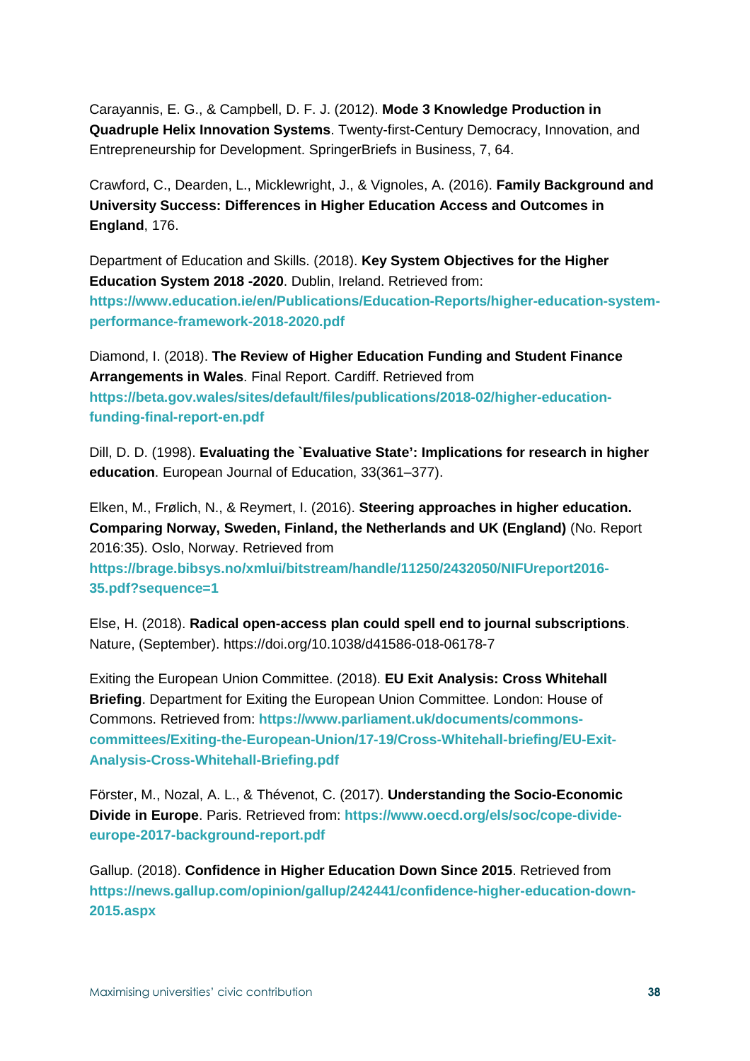Carayannis, E. G., & Campbell, D. F. J. (2012). **Mode 3 Knowledge Production in Quadruple Helix Innovation Systems**. Twenty-first-Century Democracy, Innovation, and Entrepreneurship for Development. SpringerBriefs in Business, 7, 64.

Crawford, C., Dearden, L., Micklewright, J., & Vignoles, A. (2016). **Family Background and University Success: Differences in Higher Education Access and Outcomes in England**, 176.

Department of Education and Skills. (2018). **Key System Objectives for the Higher Education System 2018 -2020**. Dublin, Ireland. Retrieved from: **https://www.education.ie/en/Publications/Education-Reports/higher-education-system-performance-framework-2018-2020.pdf**

Diamond, I. (2018). **The Review of Higher Education Funding and Student Finance Arrangements in Wales**. Final Report. Cardiff. Retrieved from **https://beta.gov.wales/sites/default/files/publications/2018-02/higher-education-funding-final-report-en.pdf**

Dill, D. D. (1998). **Evaluating the `Evaluative State': Implications for research in higher education**. European Journal of Education, 33(361–377).

Elken, M., Frølich, N., & Reymert, I. (2016). **Steering approaches in higher education. Comparing Norway, Sweden, Finland, the Netherlands and UK (England)** (No. Report 2016:35). Oslo, Norway. Retrieved from **https://brage.bibsys.no/xmlui/bitstream/handle/11250/2432050/NIFUreport2016-35.pdf?sequence=1**

Else, H. (2018). **Radical open-access plan could spell end to journal subscriptions**. Nature, (September). https://doi.org/10.1038/d41586-018-06178-7

Exiting the European Union Committee. (2018). **EU Exit Analysis: Cross Whitehall Briefing**. Department for Exiting the European Union Committee. London: House of Commons. Retrieved from: **https://www.parliament.uk/documents/commons-committees/Exiting-the-European-Union/17-19/Cross-Whitehall-briefing/EU-Exit-Analysis-Cross-Whitehall-Briefing.pdf**

Förster, M., Nozal, A. L., & Thévenot, C. (2017). **Understanding the Socio-Economic Divide in Europe**. Paris. Retrieved from: **https://www.oecd.org/els/soc/cope-divide-europe-2017-background-report.pdf**

Gallup. (2018). **Confidence in Higher Education Down Since 2015**. Retrieved from **https://news.gallup.com/opinion/gallup/242441/confidence-higher-education-down-2015.aspx**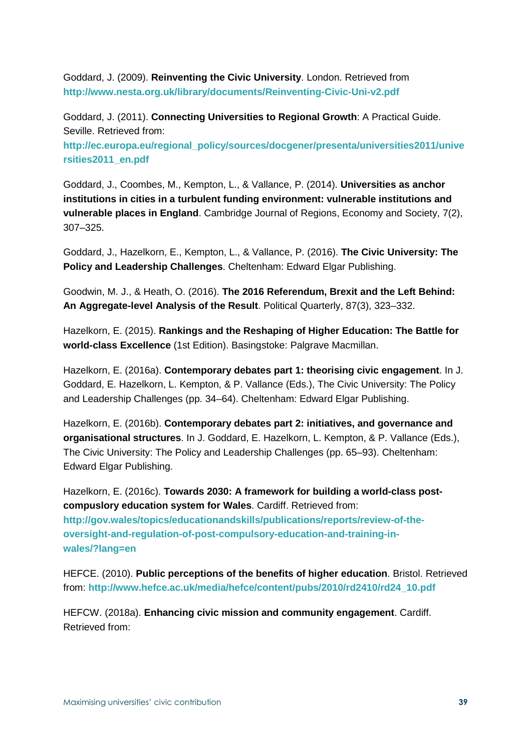Goddard, J. (2009). **Reinventing the Civic University**. London. Retrieved from **http://www.nesta.org.uk/library/documents/Reinventing-Civic-Uni-v2.pdf**

Goddard, J. (2011). **Connecting Universities to Regional Growth**: A Practical Guide. Seville. Retrieved from: **http://ec.europa.eu/regional_policy/sources/docgener/presenta/universities2011/universities2011_en.pdf**

Goddard, J., Coombes, M., Kempton, L., & Vallance, P. (2014). **Universities as anchor institutions in cities in a turbulent funding environment: vulnerable institutions and vulnerable places in England**. Cambridge Journal of Regions, Economy and Society, 7(2), 307–325.

Goddard, J., Hazelkorn, E., Kempton, L., & Vallance, P. (2016). **The Civic University: The Policy and Leadership Challenges**. Cheltenham: Edward Elgar Publishing.

Goodwin, M. J., & Heath, O. (2016). **The 2016 Referendum, Brexit and the Left Behind: An Aggregate-level Analysis of the Result**. Political Quarterly, 87(3), 323–332.

Hazelkorn, E. (2015). **Rankings and the Reshaping of Higher Education: The Battle for world-class Excellence** (1st Edition). Basingstoke: Palgrave Macmillan.

Hazelkorn, E. (2016a). **Contemporary debates part 1: theorising civic engagement**. In J. Goddard, E. Hazelkorn, L. Kempton, & P. Vallance (Eds.), The Civic University: The Policy and Leadership Challenges (pp. 34–64). Cheltenham: Edward Elgar Publishing.

Hazelkorn, E. (2016b). **Contemporary debates part 2: initiatives, and governance and organisational structures**. In J. Goddard, E. Hazelkorn, L. Kempton, & P. Vallance (Eds.), The Civic University: The Policy and Leadership Challenges (pp. 65–93). Cheltenham: Edward Elgar Publishing.

Hazelkorn, E. (2016c). **Towards 2030: A framework for building a world-class post-compuslory education system for Wales**. Cardiff. Retrieved from: **http://gov.wales/topics/educationandskills/publications/reports/review-of-the-oversight-and-regulation-of-post-compulsory-education-and-training-in-wales/?lang=en**

HEFCE. (2010). **Public perceptions of the benefits of higher education**. Bristol. Retrieved from: **http://www.hefce.ac.uk/media/hefce/content/pubs/2010/rd2410/rd24_10.pdf**

HEFCW. (2018a). **Enhancing civic mission and community engagement**. Cardiff. Retrieved from: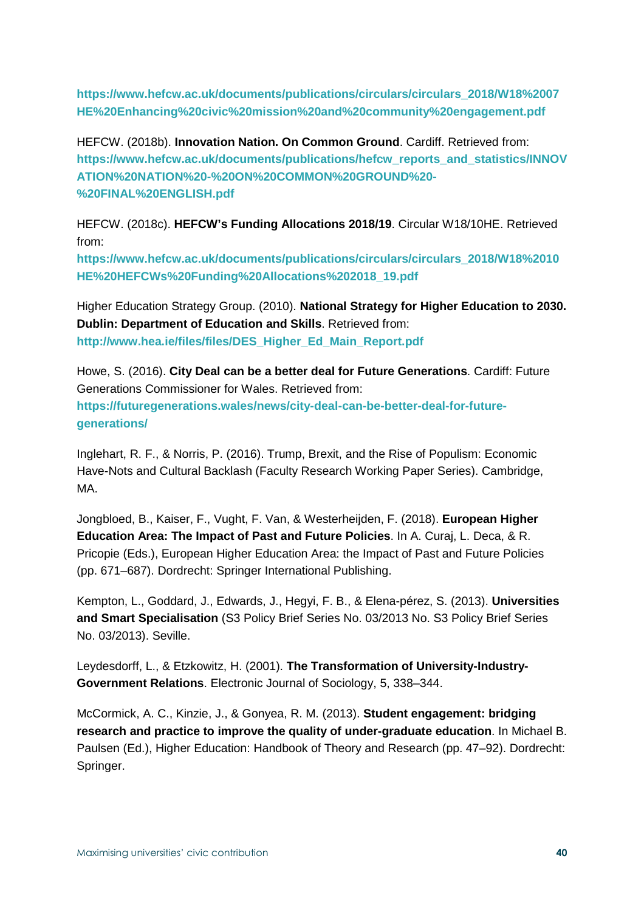**https://www.hefcw.ac.uk/documents/publications/circulars/circulars_2018/W18%2007HE%20Enhancing%20civic%20mission%20and%20community%20engagement.pdf**

HEFCW. (2018b). **Innovation Nation. On Common Ground**. Cardiff. Retrieved from: **https://www.hefcw.ac.uk/documents/publications/hefcw_reports_and_statistics/INNOVATION%20NATION%20-%20ON%20COMMON%20GROUND%20-%20FINAL%20ENGLISH.pdf**

HEFCW. (2018c). **HEFCW's Funding Allocations 2018/19**. Circular W18/10HE. Retrieved from: **https://www.hefcw.ac.uk/documents/publications/circulars/circulars_2018/W18%2010HE%20HEFCWs%20Funding%20Allocations%202018_19.pdf**

Higher Education Strategy Group. (2010). **National Strategy for Higher Education to 2030. Dublin: Department of Education and Skills**. Retrieved from: **http://www.hea.ie/files/files/DES_Higher_Ed_Main_Report.pdf**

Howe, S. (2016). **City Deal can be a better deal for Future Generations**. Cardiff: Future Generations Commissioner for Wales. Retrieved from: **https://futuregenerations.wales/news/city-deal-can-be-better-deal-for-future-generations/**

Inglehart, R. F., & Norris, P. (2016). Trump, Brexit, and the Rise of Populism: Economic Have-Nots and Cultural Backlash (Faculty Research Working Paper Series). Cambridge, MA.

Jongbloed, B., Kaiser, F., Vught, F. Van, & Westerheijden, F. (2018). **European Higher Education Area: The Impact of Past and Future Policies**. In A. Curaj, L. Deca, & R. Pricopie (Eds.), European Higher Education Area: the Impact of Past and Future Policies (pp. 671–687). Dordrecht: Springer International Publishing.

Kempton, L., Goddard, J., Edwards, J., Hegyi, F. B., & Elena-pérez, S. (2013). **Universities and Smart Specialisation** (S3 Policy Brief Series No. 03/2013 No. S3 Policy Brief Series No. 03/2013). Seville.

Leydesdorff, L., & Etzkowitz, H. (2001). **The Transformation of University-Industry-Government Relations**. Electronic Journal of Sociology, 5, 338–344.

McCormick, A. C., Kinzie, J., & Gonyea, R. M. (2013). **Student engagement: bridging research and practice to improve the quality of under-graduate education**. In Michael B. Paulsen (Ed.), Higher Education: Handbook of Theory and Research (pp. 47–92). Dordrecht: Springer.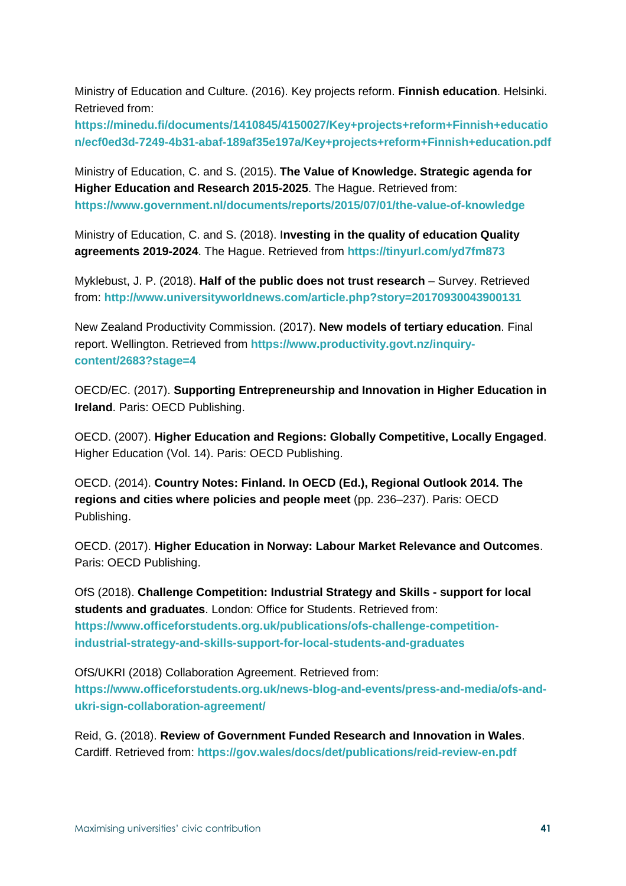Ministry of Education and Culture. (2016). Key projects reform. **Finnish education**. Helsinki. Retrieved from: **https://minedu.fi/documents/1410845/4150027/Key+projects+reform+Finnish+education/ecf0ed3d-7249-4b31-abaf-189af35e197a/Key+projects+reform+Finnish+education.pdf**

Ministry of Education, C. and S. (2015). **The Value of Knowledge. Strategic agenda for Higher Education and Research 2015-2025**. The Hague. Retrieved from: **https://www.government.nl/documents/reports/2015/07/01/the-value-of-knowledge**

Ministry of Education, C. and S. (2018). I**nvesting in the quality of education Quality agreements 2019-2024**. The Hague. Retrieved from **https://tinyurl.com/yd7fm873**

Myklebust, J. P. (2018). **Half of the public does not trust research** – Survey. Retrieved from: **http://www.universityworldnews.com/article.php?story=20170930043900131**

New Zealand Productivity Commission. (2017). **New models of tertiary education**. Final report. Wellington. Retrieved from **https://www.productivity.govt.nz/inquiry-content/2683?stage=4**

OECD/EC. (2017). **Supporting Entrepreneurship and Innovation in Higher Education in Ireland**. Paris: OECD Publishing.

OECD. (2007). **Higher Education and Regions: Globally Competitive, Locally Engaged**. Higher Education (Vol. 14). Paris: OECD Publishing.

OECD. (2014). **Country Notes: Finland. In OECD (Ed.), Regional Outlook 2014. The regions and cities where policies and people meet** (pp. 236–237). Paris: OECD Publishing.

OECD. (2017). **Higher Education in Norway: Labour Market Relevance and Outcomes**. Paris: OECD Publishing.

OfS (2018). **Challenge Competition: Industrial Strategy and Skills - support for local students and graduates**. London: Office for Students. Retrieved from: **https://www.officeforstudents.org.uk/publications/ofs-challenge-competition-industrial-strategy-and-skills-support-for-local-students-and-graduates**

OfS/UKRI (2018) Collaboration Agreement. Retrieved from: **https://www.officeforstudents.org.uk/news-blog-and-events/press-and-media/ofs-and-ukri-sign-collaboration-agreement/**

Reid, G. (2018). **Review of Government Funded Research and Innovation in Wales**. Cardiff. Retrieved from: **https://gov.wales/docs/det/publications/reid-review-en.pdf**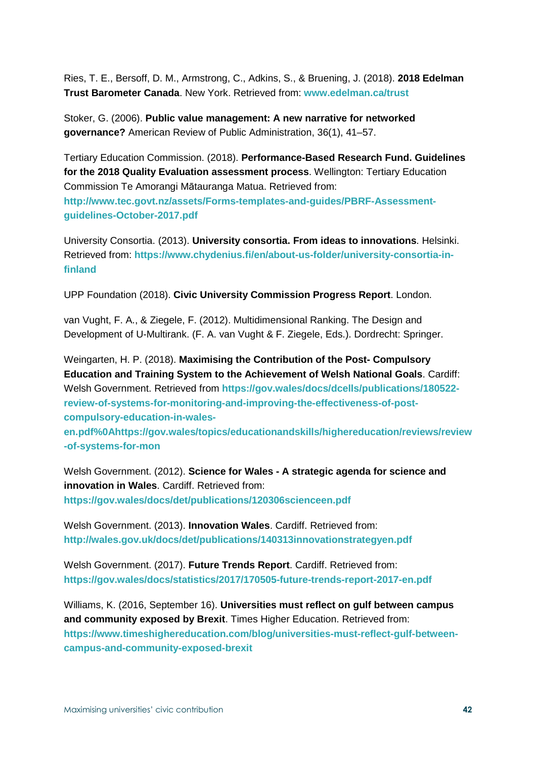Ries, T. E., Bersoff, D. M., Armstrong, C., Adkins, S., & Bruening, J. (2018). **2018 Edelman Trust Barometer Canada**. New York. Retrieved from: **www.edelman.ca/trust**

Stoker, G. (2006). **Public value management: A new narrative for networked governance?** American Review of Public Administration, 36(1), 41–57.

Tertiary Education Commission. (2018). **Performance-Based Research Fund. Guidelines for the 2018 Quality Evaluation assessment process**. Wellington: Tertiary Education Commission Te Amorangi Mātauranga Matua. Retrieved from: **http://www.tec.govt.nz/assets/Forms-templates-and-guides/PBRF-Assessment-guidelines-October-2017.pdf**

University Consortia. (2013). **University consortia. From ideas to innovations**. Helsinki. Retrieved from: **https://www.chydenius.fi/en/about-us-folder/university-consortia-in-finland**

UPP Foundation (2018). **Civic University Commission Progress Report**. London.

van Vught, F. A., & Ziegele, F. (2012). Multidimensional Ranking. The Design and Development of U-Multirank. (F. A. van Vught & F. Ziegele, Eds.). Dordrecht: Springer.

Weingarten, H. P. (2018). **Maximising the Contribution of the Post- Compulsory Education and Training System to the Achievement of Welsh National Goals**. Cardiff: Welsh Government. Retrieved from **https://gov.wales/docs/dcells/publications/180522-review-of-systems-for-monitoring-and-improving-the-effectiveness-of-post-compulsory-education-in-wales-en.pdf%0Ahttps://gov.wales/topics/educationandskills/highereducation/reviews/review-of-systems-for-mon**

Welsh Government. (2012). **Science for Wales - A strategic agenda for science and innovation in Wales**. Cardiff. Retrieved from: **https://gov.wales/docs/det/publications/120306scienceen.pdf**

Welsh Government. (2013). **Innovation Wales**. Cardiff. Retrieved from: **http://wales.gov.uk/docs/det/publications/140313innovationstrategyen.pdf**

Welsh Government. (2017). **Future Trends Report**. Cardiff. Retrieved from: **https://gov.wales/docs/statistics/2017/170505-future-trends-report-2017-en.pdf**

Williams, K. (2016, September 16). **Universities must reflect on gulf between campus and community exposed by Brexit**. Times Higher Education. Retrieved from: **https://www.timeshighereducation.com/blog/universities-must-reflect-gulf-between-campus-and-community-exposed-brexit**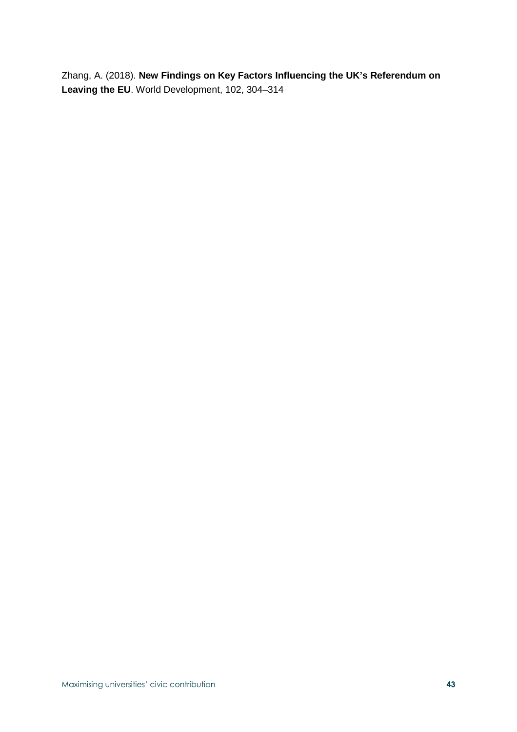Zhang, A. (2018). **New Findings on Key Factors Influencing the UK's Referendum on Leaving the EU**. World Development, 102, 304–314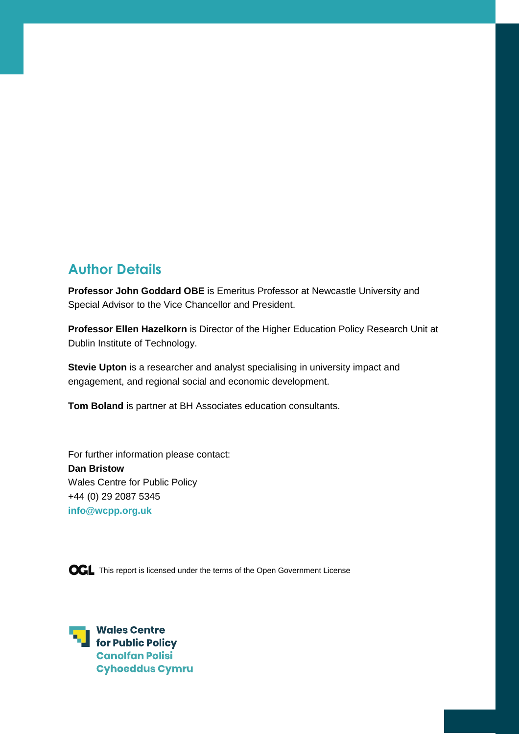## Author Details

**Professor John Goddard OBE** is Emeritus Professor at Newcastle University and Special Advisor to the Vice Chancellor and President.

**Professor Ellen Hazelkorn** is Director of the Higher Education Policy Research Unit at Dublin Institute of Technology.

**Stevie Upton** is a researcher and analyst specialising in university impact and engagement, and regional social and economic development.

**Tom Boland** is partner at BH Associates education consultants.

For further information please contact:
**Dan Bristow**
Wales Centre for Public Policy
+44 (0) 29 2087 5345
**info@wcpp.org.uk**

OGL This report is licensed under the terms of the Open Government License

**Wales Centre for Public Policy**
**Canolfan Polisi Cyhoeddus Cymru**